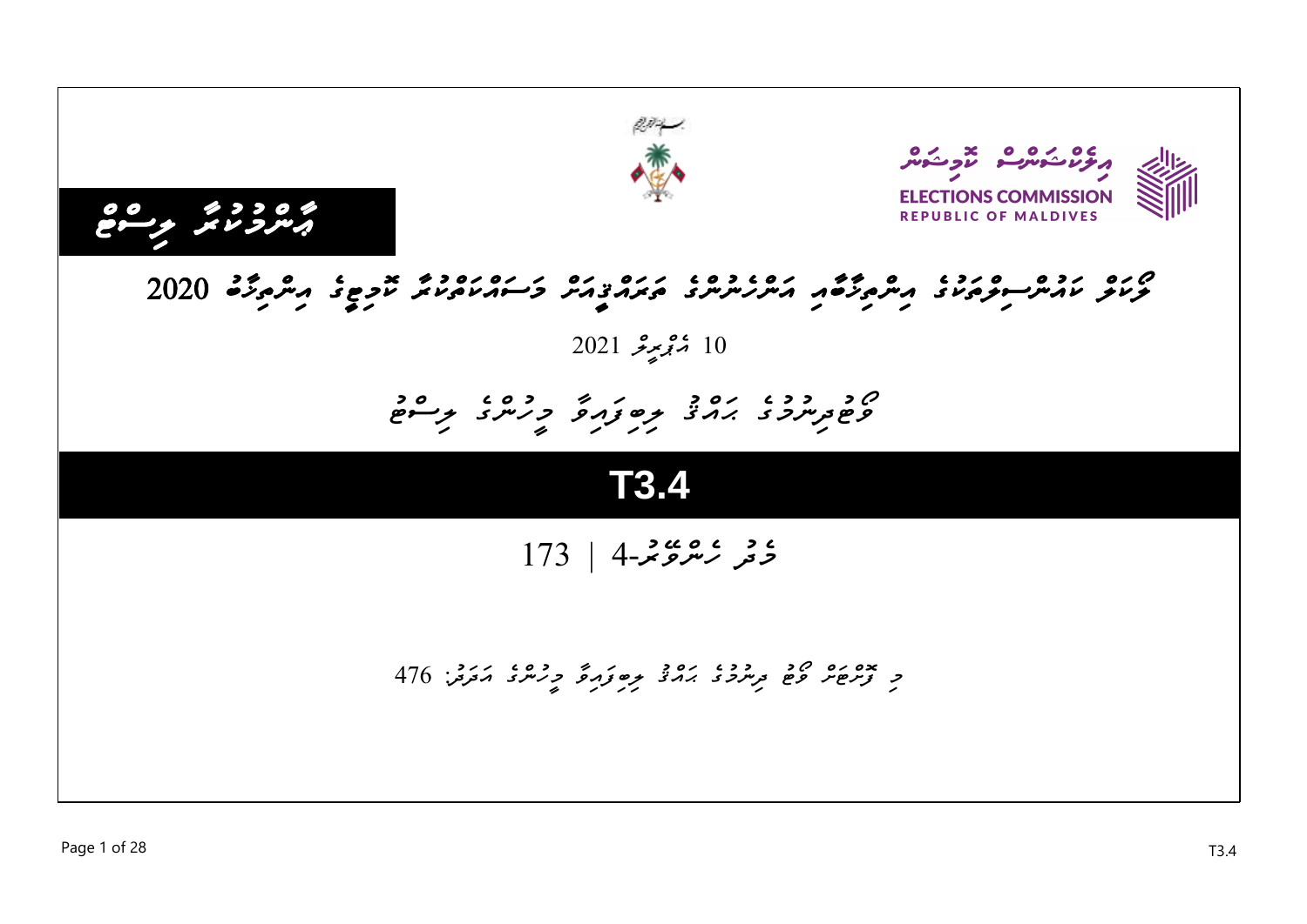ވޯޓުލުން ނިމުނު ގޮތް

ELECTIONS COMMISSION
REPUBLIC OF MALDIVES

# ލޯކަލް ކައުންސިލްތަކުގެ އިންތިޚާބާއި އަންހެނުންގެ ތަރައްޤީއަށް މަސައްކަތްކުރާ ކޮމިޓީގެ އިންތިޚާބު 2020

10 އޭޕްރީލް 2021

## ވޯޓުދިނުމުގެ ނައުފް ލިބިފައިވާ މީހުންގެ ލިސްޓު

# T3.4

## ގދ ހޯނޑެއްދޫ-4 | 173

މި ފޯމުގައި ވޯޓު ދިނުމުގެ ހައްޤު ލިބިފައިވާ މީހުންގެ އަދަދު: 476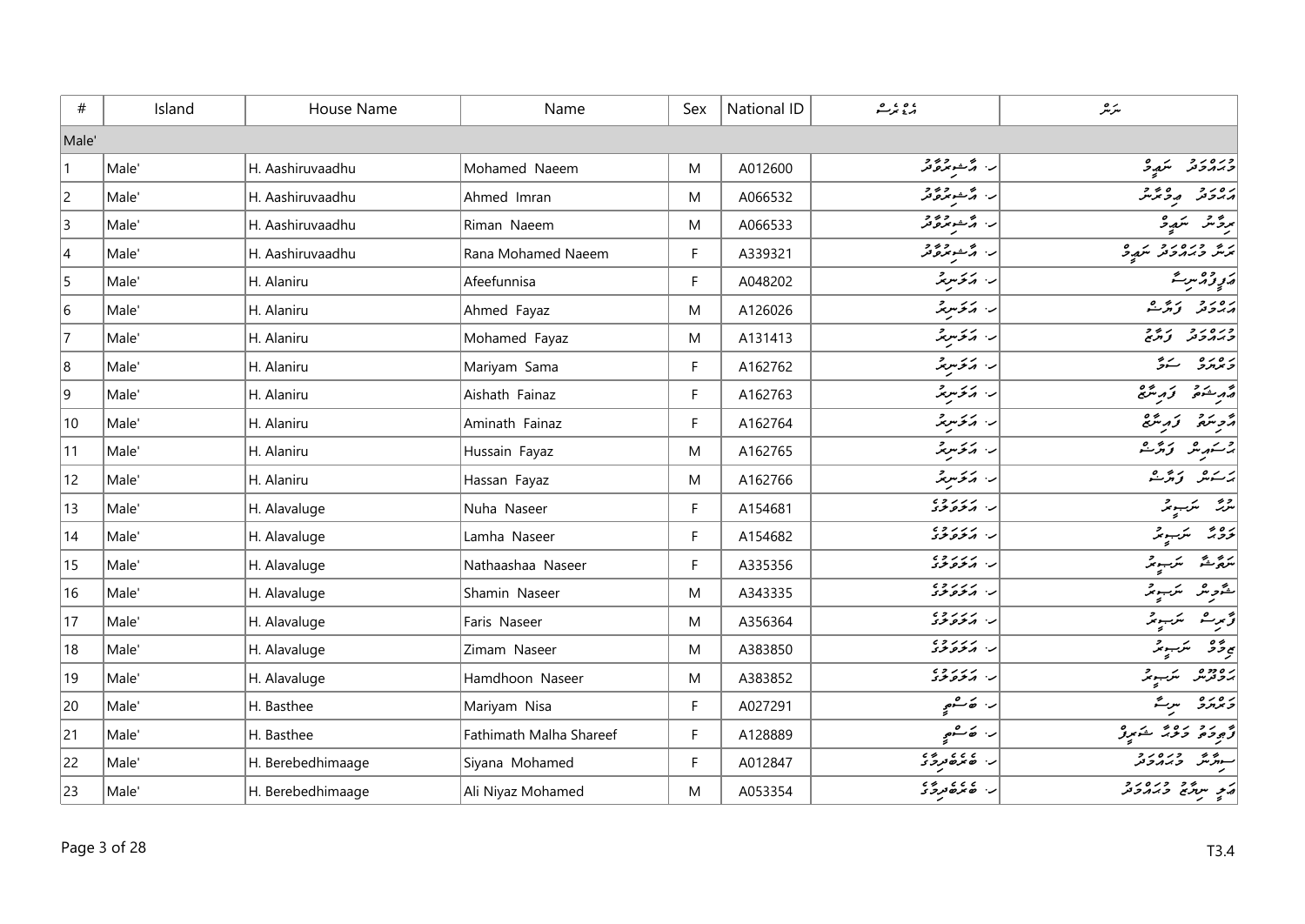| # | Island | House Name | Name | Sex | National ID | ދާއިރާ | ނަން |
|---|---|---|---|---|---|---|---|
| Male' | | | | | | | |
| 1 | Male' | H. Aashiruvaadhu | Mohamed Naeem | M | A012600 | ހ. އާޝިރުވާދު | މުޙައްމަދު ނަޢީމް |
| 2 | Male' | H. Aashiruvaadhu | Ahmed Imran | M | A066532 | ހ. އާޝިރުވާދު | އަޙްމަދު އިމްރާން |
| 3 | Male' | H. Aashiruvaadhu | Riman Naeem | M | A066533 | ހ. އާޝިރުވާދު | ރިމާން ނަޢީމް |
| 4 | Male' | H. Aashiruvaadhu | Rana Mohamed Naeem | F | A339321 | ހ. އާޝިރުވާދު | ރަނާ މުޙައްމަދު ނަޢީމް |
| 5 | Male' | H. Alaniru | Afeefunnisa | F | A048202 | ހ. އަލަނިރު | އަފީފުއްނިސާ |
| 6 | Male' | H. Alaniru | Ahmed Fayaz | M | A126026 | ހ. އަލަނިރު | އަޙްމަދު ފައްޔާޒް |
| 7 | Male' | H. Alaniru | Mohamed Fayaz | M | A131413 | ހ. އަލަނިރު | މުޙައްމަދު ފައްޔާޒް |
| 8 | Male' | H. Alaniru | Mariyam Sama | F | A162762 | ހ. އަލަނިރު | މަރިޔަމް ސަމާ |
| 9 | Male' | H. Alaniru | Aishath Fainaz | F | A162763 | ހ. އަލަނިރު | އާއިޝަތު ފައިނާޒް |
| 10 | Male' | H. Alaniru | Aminath Fainaz | F | A162764 | ހ. އަލަނިރު | އާމިނަތު ފައިނާޒް |
| 11 | Male' | H. Alaniru | Hussain Fayaz | M | A162765 | ހ. އަލަނިރު | ޙުސައިން ފައްޔާޒް |
| 12 | Male' | H. Alaniru | Hassan Fayaz | M | A162766 | ހ. އަލަނިރު | ޙަސަން ފައްޔާޒް |
| 13 | Male' | H. Alavaluge | Nuha Naseer | F | A154681 | ހ. އަލަވަލުގެ | ނުހާ ނަސީރު |
| 14 | Male' | H. Alavaluge | Lamha Naseer | F | A154682 | ހ. އަލަވަލުގެ | ލަމްޙާ ނަސީރު |
| 15 | Male' | H. Alavaluge | Nathaashaa Naseer | F | A335356 | ހ. އަލަވަލުގެ | ނަތާޝާ ނަސީރު |
| 16 | Male' | H. Alavaluge | Shamin Naseer | M | A343335 | ހ. އަލަވަލުގެ | ޝާމިން ނަސީރު |
| 17 | Male' | H. Alavaluge | Faris Naseer | M | A356364 | ހ. އަލަވަލުގެ | ފާރިސް ނަސީރު |
| 18 | Male' | H. Alavaluge | Zimam Naseer | M | A383850 | ހ. އަލަވަލުގެ | ޒިމާމް ނަސީރު |
| 19 | Male' | H. Alavaluge | Hamdhoon Naseer | M | A383852 | ހ. އަލަވަލުގެ | ހަމްދޫން ނަސީރު |
| 20 | Male' | H. Basthee | Mariyam Nisa | F | A027291 | ހ. ބަސްތީ | މަރިޔަމް ނިސާ |
| 21 | Male' | H. Basthee | Fathimath Malha Shareef | F | A128889 | ހ. ބަސްތީ | ފާތިމަތު މަލްހާ ޝަރީފް |
| 22 | Male' | H. Berebedhimaage | Siyana Mohamed | F | A012847 | ހ. ބެރެބެދިމާގެ | ސިޔާނާ މުޙައްމަދު |
| 23 | Male' | H. Berebedhimaage | Ali Niyaz Mohamed | M | A053354 | ހ. ބެރެބެދިމާގެ | ޢަލީ ނިޔާޒް މުޙައްމަދު |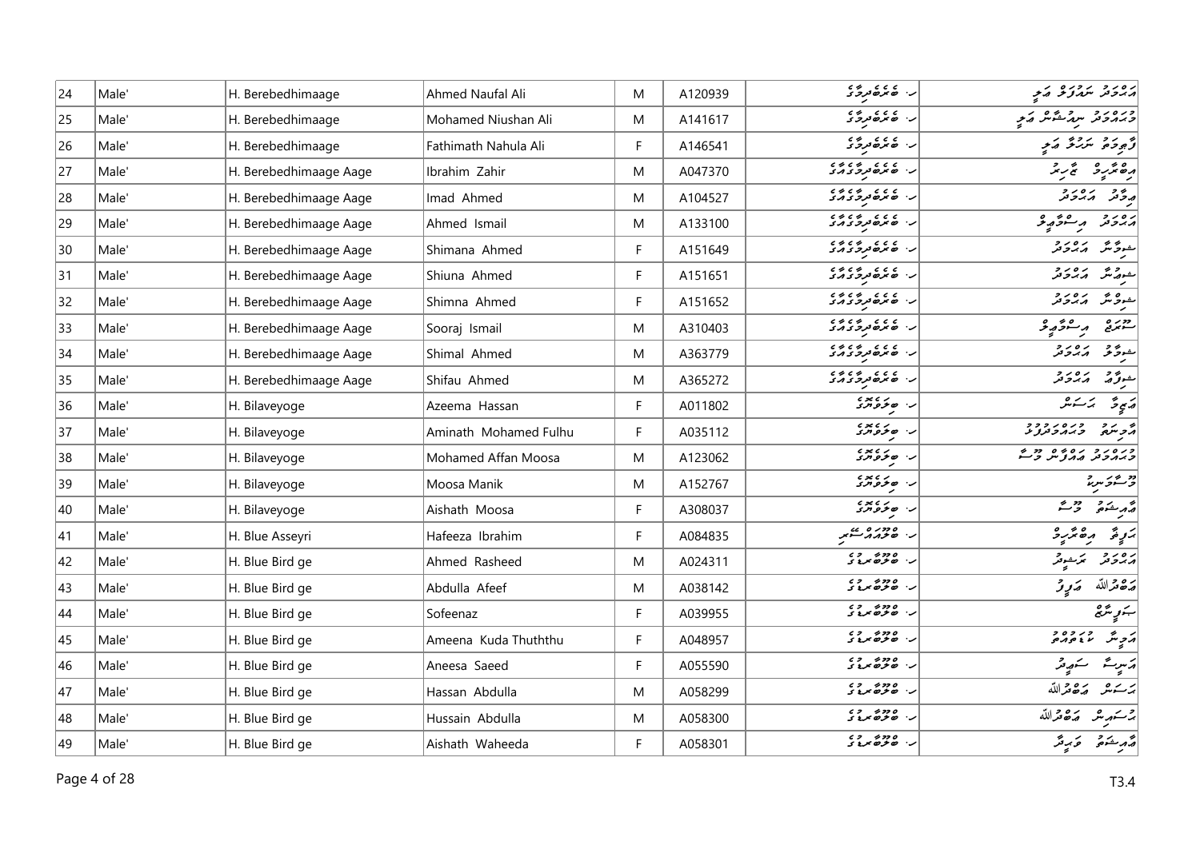| 24 | Male' | H. Berebedhimaage | Ahmed Naufal Ali | M | A120939 | ހ. ބެރެބެދިމާގެ | އަޙްމަދު ނައުފަލް ޢަލީ |
|---|---|---|---|---|---|---|---|
| 25 | Male' | H. Berebedhimaage | Mohamed Niushan Ali | M | A141617 | ހ. ބެރެބެދިމާގެ | މުޙައްމަދު ނިއުޝާން ޢަލީ |
| 26 | Male' | H. Berebedhimaage | Fathimath Nahula Ali | F | A146541 | ހ. ބެރެބެދިމާގެ | ފާތިމަތު ނަހުލާ ޢަލީ |
| 27 | Male' | H. Berebedhimaage Aage | Ibrahim Zahir | M | A047370 | ހ. ބެރެބެދިމާގެއާގެ | އިބްރާހީމް ޒާހިރު |
| 28 | Male' | H. Berebedhimaage Aage | Imad Ahmed | M | A104527 | ހ. ބެރެބެދިމާގެއާގެ | އިމާދު އަޙްމަދު |
| 29 | Male' | H. Berebedhimaage Aage | Ahmed Ismail | M | A133100 | ހ. ބެރެބެދިމާގެއާގެ | އަޙްމަދު އިސްމާޢީލް |
| 30 | Male' | H. Berebedhimaage Aage | Shimana Ahmed | F | A151649 | ހ. ބެރެބެދިމާގެއާގެ | ޝިމާނާ އަޙްމަދު |
| 31 | Male' | H. Berebedhimaage Aage | Shiuna Ahmed | F | A151651 | ހ. ބެރެބެދިމާގެއާގެ | ޝިއުނާ އަޙްމަދު |
| 32 | Male' | H. Berebedhimaage Aage | Shimna Ahmed | F | A151652 | ހ. ބެރެބެދިމާގެއާގެ | ޝިމްނާ އަޙްމަދު |
| 33 | Male' | H. Berebedhimaage Aage | Sooraj Ismail | M | A310403 | ހ. ބެރެބެދިމާގެއާގެ | ސޫރަޖް އިސްމާޢީލް |
| 34 | Male' | H. Berebedhimaage Aage | Shimal Ahmed | M | A363779 | ހ. ބެރެބެދިމާގެއާގެ | ޝިމާލް އަޙްމަދު |
| 35 | Male' | H. Berebedhimaage Aage | Shifau Ahmed | M | A365272 | ހ. ބެރެބެދިމާގެއާގެ | ޝިފާއު އަޙްމަދު |
| 36 | Male' | H. Bilaveyoge | Azeema Hassan | F | A011802 | ހ. ބިލަވެޔޯގެ | އަޒީމާ ޙަސަން |
| 37 | Male' | H. Bilaveyoge | Aminath Mohamed Fulhu | F | A035112 | ހ. ބިލަވެޔޯގެ | އާމިނަތު މުޙައްމަދުފުޅު |
| 38 | Male' | H. Bilaveyoge | Mohamed Affan Moosa | M | A123062 | ހ. ބިލަވެޔޯގެ | މުޙައްމަދު އައްފާން މޫސާ |
| 39 | Male' | H. Bilaveyoge | Moosa Manik | M | A152767 | ހ. ބިލަވެޔޯގެ | މޫސާމަނިކު |
| 40 | Male' | H. Bilaveyoge | Aishath Moosa | F | A308037 | ހ. ބިލަވެޔޯގެ | ޢާއިޝަތު މޫސާ |
| 41 | Male' | H. Blue Asseyri | Hafeeza Ibrahim | F | A084835 | ހ. ބްލޫއައްސޭރި | ޙަފީޒާ އިބްރާހީމް |
| 42 | Male' | H. Blue Bird ge | Ahmed Rasheed | M | A024311 | ހ. ބްލޫބާޑުގެ | އަޙްމަދު ރަޝީދު |
| 43 | Male' | H. Blue Bird ge | Abdulla Afeef | M | A038142 | ހ. ބްލޫބާޑުގެ | އަބްދުﷲ އަފީފު |
| 44 | Male' | H. Blue Bird ge | Sofeenaz | F | A039955 | ހ. ބްލޫބާޑުގެ | ސޮފީނާޒް |
| 45 | Male' | H. Blue Bird ge | Ameena Kuda Thuththu | F | A048957 | ހ. ބްލޫބާޑުގެ | އަމީނާ ކުޑަތުއްތު |
| 46 | Male' | H. Blue Bird ge | Aneesa Saeed | F | A055590 | ހ. ބްލޫބާޑުގެ | އަނީސާ ސަޢީދު |
| 47 | Male' | H. Blue Bird ge | Hassan Abdulla | M | A058299 | ހ. ބްލޫބާޑުގެ | ޙަސަން އަބްދުﷲ |
| 48 | Male' | H. Blue Bird ge | Hussain Abdulla | M | A058300 | ހ. ބްލޫބާޑުގެ | ޙުސައިން އަބްދުﷲ |
| 49 | Male' | H. Blue Bird ge | Aishath Waheeda | F | A058301 | ހ. ބްލޫބާޑުގެ | ޢާއިޝަތު ވަޙީދާ |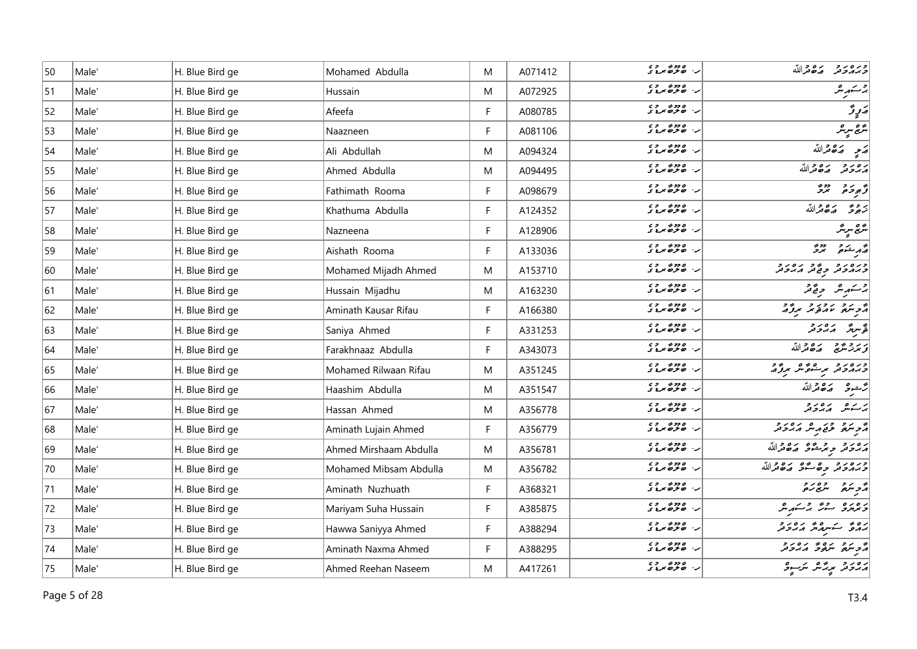| 50 | Male' | H. Blue Bird ge | Mohamed Abdulla | M | A071412 | ر. ބުލޫބާރޑުގެ | محمد عبداللہ |
|---|---|---|---|---|---|---|---|
| 51 | Male' | H. Blue Bird ge | Hussain | M | A072925 | ر. ބުލޫބާރޑުގެ | ޙުސައިން |
| 52 | Male' | H. Blue Bird ge | Afeefa | F | A080785 | ر. ބުލޫބާރޑުގެ | އަފީފާ |
| 53 | Male' | H. Blue Bird ge | Naazneen | F | A081106 | ر. ބުލޫބާރޑުގެ | ނާޒްނީން |
| 54 | Male' | H. Blue Bird ge | Ali Abdullah | M | A094324 | ر. ބުލޫބާރޑުގެ | އަލި އަބްދުﷲ |
| 55 | Male' | H. Blue Bird ge | Ahmed Abdulla | M | A094495 | ر. ބުލޫބާރޑުގެ | އަޙްމަދު އަބްދުﷲ |
| 56 | Male' | H. Blue Bird ge | Fathimath Rooma | F | A098679 | ر. ބުލޫބާރޑުގެ | ފާތިމަތު ރޫމާ |
| 57 | Male' | H. Blue Bird ge | Khathuma Abdulla | F | A124352 | ر. ބުލޫބާރޑުގެ | ޚަތުމާ އަބްދުﷲ |
| 58 | Male' | H. Blue Bird ge | Nazneena | F | A128906 | ر. ބުލޫބާރޑުގެ | ނާޒްނީނާ |
| 59 | Male' | H. Blue Bird ge | Aishath Rooma | F | A133036 | ر. ބުލޫބާރޑުގެ | އާއިޝަތު ރޫމާ |
| 60 | Male' | H. Blue Bird ge | Mohamed Mijadh Ahmed | M | A153710 | ر. ބުލޫބާރޑުގެ | މުޙައްމަދު މިޖާދު އަޙްމަދު |
| 61 | Male' | H. Blue Bird ge | Hussain Mijadhu | M | A163230 | ر. ބުލޫބާރޑުގެ | ޙުސައިން މިޖާދު |
| 62 | Male' | H. Blue Bird ge | Aminath Kausar Rifau | F | A166380 | ر. ބުލޫބާރޑުގެ | އާމިނަތު ކައުސަރު ރިފާއު |
| 63 | Male' | H. Blue Bird ge | Saniya Ahmed | F | A331253 | ر. ބުލޫބާރޑުގެ | ސާނިޔާ އަޙްމަދު |
| 64 | Male' | H. Blue Bird ge | Farakhnaaz Abdulla | F | A343073 | ر. ބުލޫބާރޑުގެ | ފަރަޚްނާޒް އަބްދުﷲ |
| 65 | Male' | H. Blue Bird ge | Mohamed Rilwaan Rifau | M | A351245 | ر. ބުލޫބާރޑުގެ | މުޙައްމަދު ރިލްވާން ރިފާއު |
| 66 | Male' | H. Blue Bird ge | Haashim Abdulla | M | A351547 | ر. ބުލޫބާރޑުގެ | ހާޝިމް އަބްދުﷲ |
| 67 | Male' | H. Blue Bird ge | Hassan Ahmed | M | A356778 | ر. ބުލޫބާރޑުގެ | ޙަސަން އަޙްމަދު |
| 68 | Male' | H. Blue Bird ge | Aminath Lujain Ahmed | F | A356779 | ر. ބުލޫބާރޑުގެ | އާމިނަތު ލުޖައިން އަޙްމަދު |
| 69 | Male' | H. Blue Bird ge | Ahmed Mirshaam Abdulla | M | A356781 | ر. ބުލޫބާރޑުގެ | އަޙްމަދު މިރްޝާމް އަބްދުﷲ |
| 70 | Male' | H. Blue Bird ge | Mohamed Mibsam Abdulla | M | A356782 | ر. ބުލޫބާރޑުގެ | މުޙައްމަދު މިބްސާމް އަބްދުﷲ |
| 71 | Male' | H. Blue Bird ge | Aminath Nuzhuath | F | A368321 | ر. ބުލޫބާރޑުގެ | އާމިނަތު ނުޒްހަތު |
| 72 | Male' | H. Blue Bird ge | Mariyam Suha Hussain | F | A385875 | ر. ބުލޫބާރޑުގެ | މަރިޔަމް ސުހާ ޙުސައިން |
| 73 | Male' | H. Blue Bird ge | Hawwa Saniyya Ahmed | F | A388294 | ر. ބުލޫބާރޑުގެ | ޙައްވާ ސަނިއްޔާ އަޙްމަދު |
| 74 | Male' | H. Blue Bird ge | Aminath Naxma Ahmed | F | A388295 | ر. ބުލޫބާރޑުގެ | އާމިނަތު ނަޒްމާ އަޙްމަދު |
| 75 | Male' | H. Blue Bird ge | Ahmed Reehan Naseem | M | A417261 | ر. ބުލޫބާރޑުގެ | އަޙްމަދު ރީހާން ނަސީމް |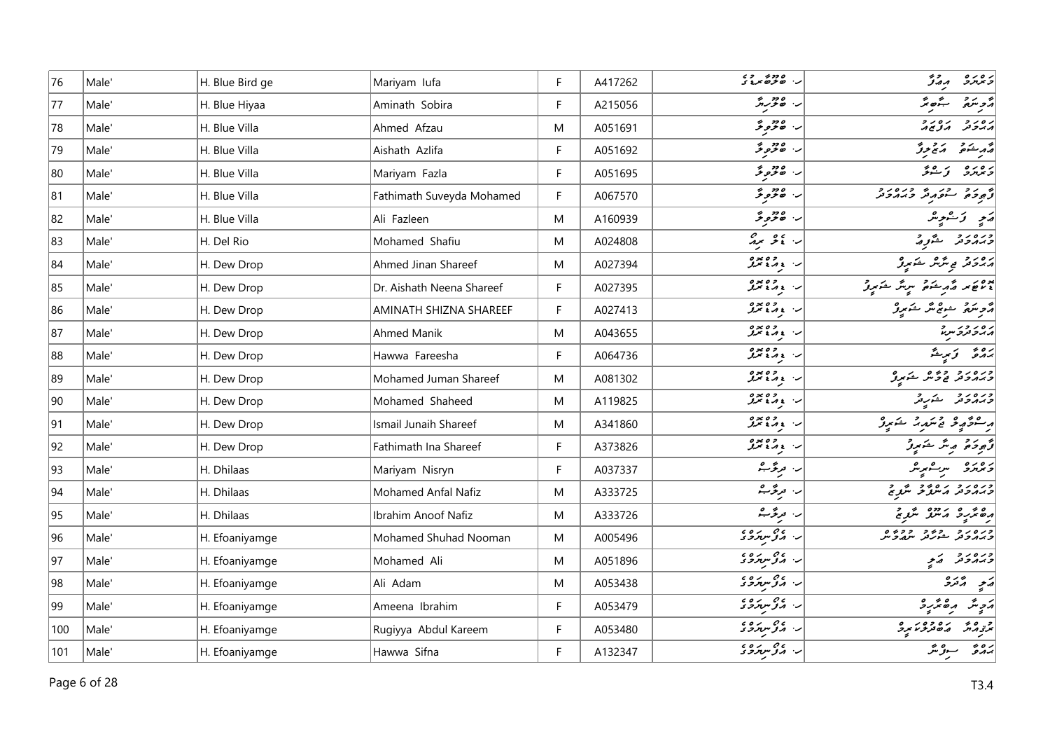| 76 | Male' | H. Blue Bird ge | Mariyam Iufa | F | A417262 | ހ. ބްލޫބާރޑްގެ | މަރިޔަމް އިއުފާ |
|---|---|---|---|---|---|---|---|
| 77 | Male' | H. Blue Hiyaa | Aminath Sobira | F | A215056 | ހ. ބްލޫހިޔާ | އާމިނަތު ޞާބިރާ |
| 78 | Male' | H. Blue Villa | Ahmed Afzau | M | A051691 | ހ. ބްލޫވިލާ | އަޙްމަދު އަފްޒަޢު |
| 79 | Male' | H. Blue Villa | Aishath Azlifa | F | A051692 | ހ. ބްލޫވިލާ | އާއިށަތު އަޒްލީފާ |
| 80 | Male' | H. Blue Villa | Mariyam Fazla | F | A051695 | ހ. ބްލޫވިލާ | މަރިޔަމް ފަޟްލާ |
| 81 | Male' | H. Blue Villa | Fathimath Suveyda Mohamed | F | A067570 | ހ. ބްލޫވިލާ | ފާތިމަތު ސުވެއިދާ މުޙައްމަދު |
| 82 | Male' | H. Blue Villa | Ali Fazleen | M | A160939 | ހ. ބްލޫވިލާ | އަލި ފަޟްލީން |
| 83 | Male' | H. Del Rio | Mohamed Shafiu | M | A024808 | ހ. ޑެލް ރިއޯ | މުޙައްމަދު ޝާފިއު |
| 84 | Male' | H. Dew Drop | Ahmed Jinan Shareef | M | A027394 | ހ. ޑިއުޑްރޮޕް | އަޙްމަދު ޖިނާން ޝަރީފް |
| 85 | Male' | H. Dew Drop | Dr. Aishath Neena Shareef | F | A027395 | ހ. ޑިއުޑްރޮޕް | ޑޮކްޓަރ އާއިޝަތު ނީނާ ޝަރީފް |
| 86 | Male' | H. Dew Drop | AMINATH SHIZNA SHAREEF | F | A027413 | ހ. ޑިއުޑްރޮޕް | އާމިނަތު ޝިޒްނާ ޝަރީފް |
| 87 | Male' | H. Dew Drop | Ahmed Manik | M | A043655 | ހ. ޑިއުޑްރޮޕް | އަޙްމަދުމަނިކު |
| 88 | Male' | H. Dew Drop | Hawwa Fareesha | F | A064736 | ހ. ޑިއުޑްރޮޕް | ޙައްވާ ފަރީޝާ |
| 89 | Male' | H. Dew Drop | Mohamed Juman Shareef | M | A081302 | ހ. ޑިއުޑްރޮޕް | މުޙައްމަދު ޖުމާން ޝަރީފް |
| 90 | Male' | H. Dew Drop | Mohamed Shaheed | M | A119825 | ހ. ޑިއުޑްރޮޕް | މުޙައްމަދު ޝަހީދު |
| 91 | Male' | H. Dew Drop | Ismail Junaih Shareef | M | A341860 | ހ. ޑިއުޑްރޮޕް | އިސްމާޢީލް ޖުނައިހް ޝަރީފް |
| 92 | Male' | H. Dew Drop | Fathimath Ina Shareef | F | A373826 | ހ. ޑިއުޑްރޮޕް | ފާތިމަތު އިނާ ޝަރީފް |
| 93 | Male' | H. Dhilaas | Mariyam Nisryn | F | A037337 | ހ. ދިލާސް | މަރިޔަމް ނިސްރީން |
| 94 | Male' | H. Dhilaas | Mohamed Anfal Nafiz | M | A333725 | ހ. ދިލާސް | މުޙައްމަދު އަންފާލް ނާފިޒް |
| 95 | Male' | H. Dhilaas | Ibrahim Anoof Nafiz | M | A333726 | ހ. ދިލާސް | އިބްރާހީމް އަނޫފް ނާފިޒް |
| 96 | Male' | H. Efoaniyamge | Mohamed Shuhad Nooman | M | A005496 | ހ. އެފޯނިޔަމްގެ | މުޙައްމަދު ޝުހާދު ނުޢުމާން |
| 97 | Male' | H. Efoaniyamge | Mohamed Ali | M | A051896 | ހ. އެފޯނިޔަމްގެ | މުޙައްމަދު އަލި |
| 98 | Male' | H. Efoaniyamge | Ali Adam | M | A053438 | ހ. އެފޯނިޔަމްގެ | އަލި އާދަމް |
| 99 | Male' | H. Efoaniyamge | Ameena Ibrahim | F | A053479 | ހ. އެފޯނިޔަމްގެ | އަމީނާ އިބްރާހީމް |
| 100 | Male' | H. Efoaniyamge | Rugiyya Abdul Kareem | F | A053480 | ހ. އެފޯނިޔަމްގެ | ރުގިއްޔާ އަބްދުލްކަރީމް |
| 101 | Male' | H. Efoaniyamge | Hawwa Sifna | F | A132347 | ހ. އެފޯނިޔަމްގެ | ޙައްވާ ސިފްނާ |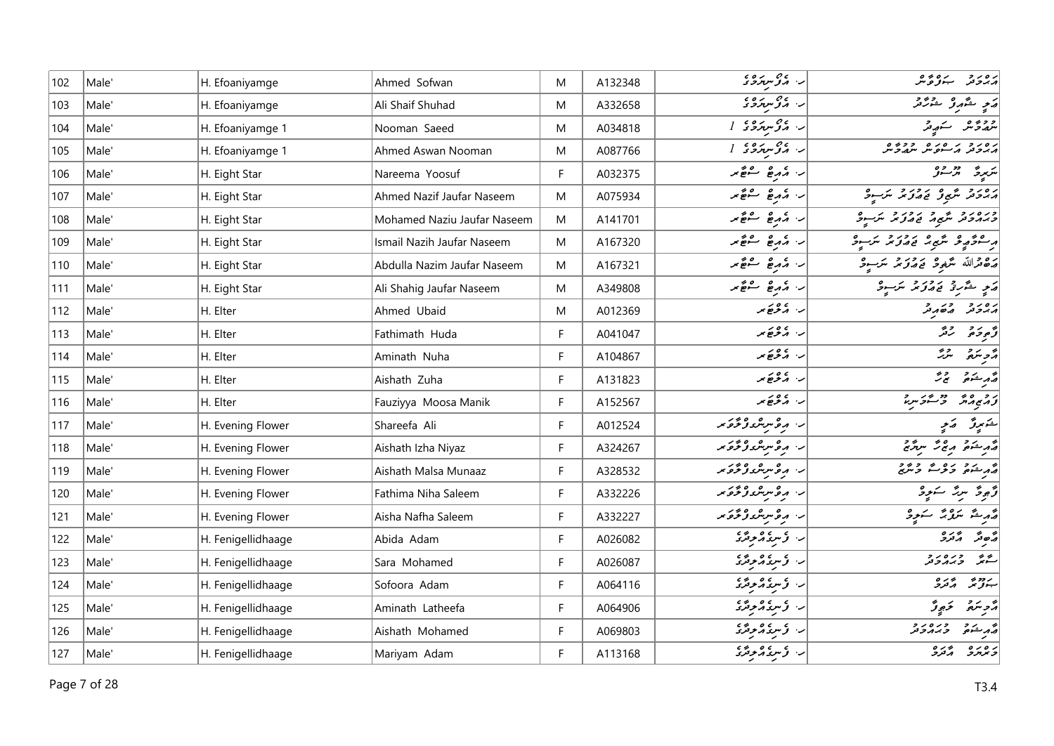| 102 | Male' | H. Efoaniyamge | Ahmed Sofwan | M | A132348 | ހ. އެފޯނިޔަމްގެ | އަހްމަދު ސަފްވާން |
|---|---|---|---|---|---|---|---|
| 103 | Male' | H. Efoaniyamge | Ali Shaif Shuhad | M | A332658 | ހ. އެފޯނިޔަމްގެ | އަލި ޝާއިފް ޝުހާދު |
| 104 | Male' | H. Efoaniyamge 1 | Nooman Saeed | M | A034818 | ހ. އެފޯނިޔަމްގެ 1 | ނުޢުމާން ސައީދު |
| 105 | Male' | H. Efoaniyamge 1 | Ahmed Aswan Nooman | M | A087766 | ހ. އެފޯނިޔަމްގެ 1 | އަހްމަދު އަސްވަން ނުޢުމާން |
| 106 | Male' | H. Eight Star | Nareema Yoosuf | F | A032375 | ހ. އެއިޓް ސްޓާރ | ނަރީމާ ޔޫސުފް |
| 107 | Male' | H. Eight Star | Ahmed Nazif Jaufar Naseem | M | A075934 | ހ. އެއިޓް ސްޓާރ | އަހްމަދު ނާޒިފް ޖައުފަރު ނަސީމް |
| 108 | Male' | H. Eight Star | Mohamed Naziu Jaufar Naseem | M | A141701 | ހ. އެއިޓް ސްޓާރ | މުޙައްމަދު ނާޒިއު ޖައުފަރު ނަސީމް |
| 109 | Male' | H. Eight Star | Ismail Nazih Jaufar Naseem | M | A167320 | ހ. އެއިޓް ސްޓާރ | އިސްމާޢީލް ނާޒިހް ޖައުފަރު ނަސީމް |
| 110 | Male' | H. Eight Star | Abdulla Nazim Jaufar Naseem | M | A167321 | ހ. އެއިޓް ސްޓާރ | އަބްދުﷲ ނާޒިމް ޖައުފަރު ނަސީމް |
| 111 | Male' | H. Eight Star | Ali Shahig Jaufar Naseem | M | A349808 | ހ. އެއިޓް ސްޓާރ | އަލި ޝާހިގް ޖައުފަރު ނަސީމް |
| 112 | Male' | H. Elter | Ahmed Ubaid | M | A012369 | ހ. އެލްޓަރ | އަހްމަދު އުބައިދު |
| 113 | Male' | H. Elter | Fathimath Huda | F | A041047 | ހ. އެލްޓަރ | ފާތިމަތު ހުދާ |
| 114 | Male' | H. Elter | Aminath Nuha | F | A104867 | ހ. އެލްޓަރ | އާމިނަތު ނުހާ |
| 115 | Male' | H. Elter | Aishath Zuha | F | A131823 | ހ. އެލްޓަރ | އާއިޝަތު ޒުހާ |
| 116 | Male' | H. Elter | Fauziyya Moosa Manik | F | A152567 | ހ. އެލްޓަރ | ފައުޒިއްޔާ މޫސާމަނިކު |
| 117 | Male' | H. Evening Flower | Shareefa Ali | F | A012524 | ހ. އިވްނިންގްފްލަވަރ | ޝަރީފާ އަލި |
| 118 | Male' | H. Evening Flower | Aishath Izha Niyaz | F | A324267 | ހ. އިވްނިންގްފްލަވަރ | އާއިޝަތު އިޒްހާ ނިޔާޒު |
| 119 | Male' | H. Evening Flower | Aishath Malsa Munaaz | F | A328532 | ހ. އިވްނިންގްފްލަވަރ | އާއިޝަތު މަލްސާ މުނާޒު |
| 120 | Male' | H. Evening Flower | Fathima Niha Saleem | F | A332226 | ހ. އިވްނިންގްފްލަވަރ | ފާތިމާ ނިހާ ސަލީމް |
| 121 | Male' | H. Evening Flower | Aisha Nafha Saleem | F | A332227 | ހ. އިވްނިންގްފްލަވަރ | އާއިޝާ ނަފްހާ ސަލީމް |
| 122 | Male' | H. Fenigellidhaage | Abida Adam | F | A026082 | ހ. ފެނިގެއްލިދާގެ | އާބިދާ އާދަމް |
| 123 | Male' | H. Fenigellidhaage | Sara Mohamed | F | A026087 | ހ. ފެނިގެއްލިދާގެ | ސާރާ މުޙައްމަދު |
| 124 | Male' | H. Fenigellidhaage | Sofoora Adam | F | A064116 | ހ. ފެނިގެއްލިދާގެ | ސަފޫރާ އާދަމް |
| 125 | Male' | H. Fenigellidhaage | Aminath Latheefa | F | A064906 | ހ. ފެނިގެއްލިދާގެ | އާމިނަތު ލަތީފާ |
| 126 | Male' | H. Fenigellidhaage | Aishath Mohamed | F | A069803 | ހ. ފެނިގެއްލިދާގެ | އާއިޝަތު މުޙައްމަދު |
| 127 | Male' | H. Fenigellidhaage | Mariyam Adam | F | A113168 | ހ. ފެނިގެއްލިދާގެ | މަރިޔަމް އާދަމް |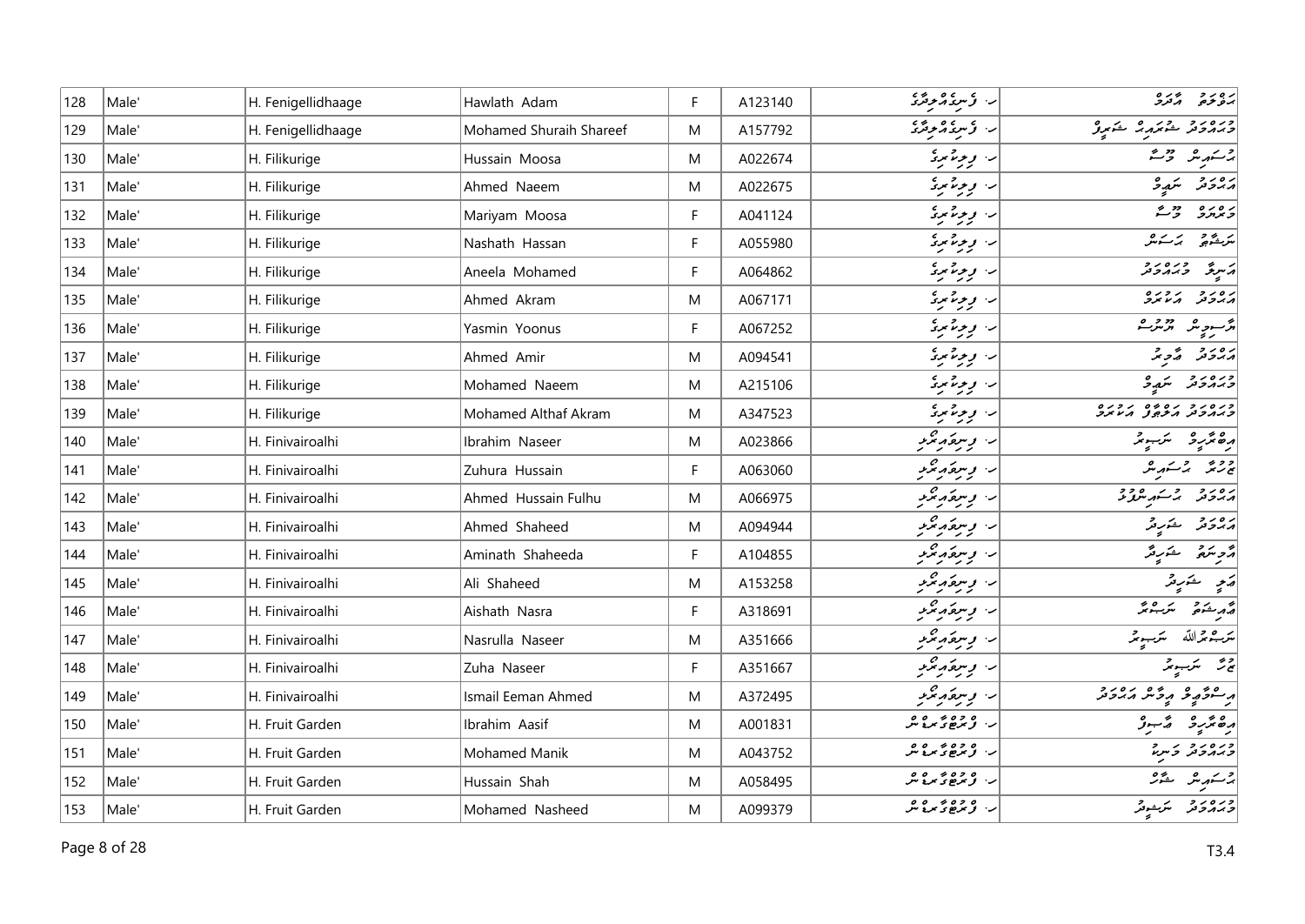| 128 | Male' | H. Fenigellidhaage | Hawlath Adam | F | A123140 | ހ. ފެނިގެއްލިދާގެ | ހައުލަތު އާދަމް |
|---|---|---|---|---|---|---|---|
| 129 | Male' | H. Fenigellidhaage | Mohamed Shuraih Shareef | M | A157792 | ހ. ފެނިގެއްލިދާގެ | މުހައްމަދު ޝުރައިހް ޝަރީފް |
| 130 | Male' | H. Filikurige | Hussain Moosa | M | A022674 | ހ. ފިލިކުރިގެ | ހުސައިން މޫސާ |
| 131 | Male' | H. Filikurige | Ahmed Naeem | M | A022675 | ހ. ފިލިކުރިގެ | އަހުމަދު ނަޢީމް |
| 132 | Male' | H. Filikurige | Mariyam Moosa | F | A041124 | ހ. ފިލިކުރިގެ | މަރިޔަމް މޫސާ |
| 133 | Male' | H. Filikurige | Nashath Hassan | F | A055980 | ހ. ފިލިކުރިގެ | ނަޝާތު ހަސަން |
| 134 | Male' | H. Filikurige | Aneela Mohamed | F | A064862 | ހ. ފިލިކުރިގެ | އަނީލާ މުހައްމަދު |
| 135 | Male' | H. Filikurige | Ahmed Akram | M | A067171 | ހ. ފިލިކުރިގެ | އަހުމަދު އަކްރަމް |
| 136 | Male' | H. Filikurige | Yasmin Yoonus | F | A067252 | ހ. ފިލިކުރިގެ | ޔާސްމިން ޔޫނުސް |
| 137 | Male' | H. Filikurige | Ahmed Amir | M | A094541 | ހ. ފިލިކުރިގެ | އަހުމަދު އާމިރު |
| 138 | Male' | H. Filikurige | Mohamed Naeem | M | A215106 | ހ. ފިލިކުރިގެ | މުހައްމަދު ނަޢީމް |
| 139 | Male' | H. Filikurige | Mohamed Althaf Akram | M | A347523 | ހ. ފިލިކުރިގެ | މުހައްމަދު އަލްތާފް އަކްރަމް |
| 140 | Male' | H. Finivairoalhi | Ibrahim Naseer | M | A023866 | ހ. ފިނިވައިރޯޅި | އިބްރާހީމް ނަސީރު |
| 141 | Male' | H. Finivairoalhi | Zuhura Hussain | F | A063060 | ހ. ފިނިވައިރޯޅި | ޒުހުރާ ހުސައިން |
| 142 | Male' | H. Finivairoalhi | Ahmed Hussain Fulhu | M | A066975 | ހ. ފިނިވައިރޯޅި | އަހުމަދު ހުސައިންފުޅު |
| 143 | Male' | H. Finivairoalhi | Ahmed Shaheed | M | A094944 | ހ. ފިނިވައިރޯޅި | އަހުމަދު ޝަހީދު |
| 144 | Male' | H. Finivairoalhi | Aminath Shaheeda | F | A104855 | ހ. ފިނިވައިރޯޅި | އާމިނަތު ޝަހީދާ |
| 145 | Male' | H. Finivairoalhi | Ali Shaheed | M | A153258 | ހ. ފިނިވައިރޯޅި | އަލި ޝަހީދު |
| 146 | Male' | H. Finivairoalhi | Aishath Nasra | F | A318691 | ހ. ފިނިވައިރޯޅި | އާއިޝަތު ނަސްރާ |
| 147 | Male' | H. Finivairoalhi | Nasrulla Naseer | M | A351666 | ހ. ފިނިވައިރޯޅި | ނަސްރުﷲ ނަސީރު |
| 148 | Male' | H. Finivairoalhi | Zuha Naseer | F | A351667 | ހ. ފިނިވައިރޯޅި | ޟުހާ ނަސީރު |
| 149 | Male' | H. Finivairoalhi | Ismail Eeman Ahmed | M | A372495 | ހ. ފިނިވައިރޯޅި | އިސްމާޢީލް އީމާން އަހުމަދު |
| 150 | Male' | H. Fruit Garden | Ibrahim Aasif | M | A001831 | ހ. ފްރުޓްގާރޑަން | އިބްރާހީމް އާސިފު |
| 151 | Male' | H. Fruit Garden | Mohamed Manik | M | A043752 | ހ. ފްރުޓްގާރޑަން | މުހައްމަދު މަނިކު |
| 152 | Male' | H. Fruit Garden | Hussain Shah | M | A058495 | ހ. ފްރުޓްގާރޑަން | ހުސައިން ޝާހް |
| 153 | Male' | H. Fruit Garden | Mohamed Nasheed | M | A099379 | ހ. ފްރުޓްގާރޑަން | މުހައްމަދު ނަޝީދު |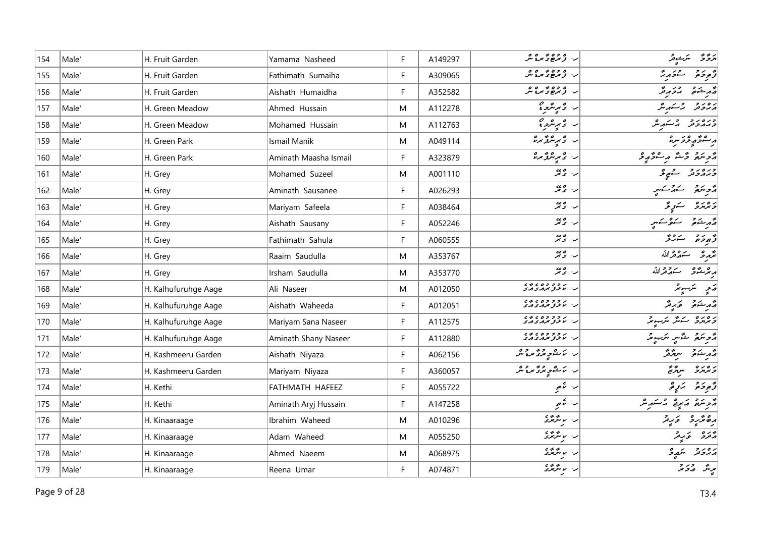| 154 | Male' | H. Fruit Garden | Yamama Nasheed | F | A149297 | ހ. ފުރުޓްގާރޑަން | ޔަމާމާ ނަޝީދު |
|---|---|---|---|---|---|---|---|
| 155 | Male' | H. Fruit Garden | Fathimath Sumaiha | F | A309065 | ހ. ފުރުޓްގާރޑަން | ފާތިމަތު ސުމައިހާ |
| 156 | Male' | H. Fruit Garden | Aishath Humaidha | F | A352582 | ހ. ފުރުޓްގާރޑަން | އައިޝަތު ހުމައިދާ |
| 157 | Male' | H. Green Meadow | Ahmed Hussain | M | A112278 | ހ. ގުރީންމެޑޯ | އަހުމަދު ހުސައިން |
| 158 | Male' | H. Green Meadow | Mohamed Hussain | M | A112763 | ހ. ގުރީންމެޑޯ | މުހައްމަދު ހުސައިން |
| 159 | Male' | H. Green Park | Ismail Manik | M | A049114 | ހ. ގުރީންޕާކް | އިސްމާއިލްމަނިކު |
| 160 | Male' | H. Green Park | Aminath Maasha Ismail | F | A323879 | ހ. ގުރީންޕާކް | އާމިނަތު މާޝާ އިސްމާއީލް |
| 161 | Male' | H. Grey | Mohamed Suzeel | M | A001110 | ހ. ގުރޭ | މުހައްމަދު ސުޒީލް |
| 162 | Male' | H. Grey | Aminath Sausanee | F | A026293 | ހ. ގުރޭ | އާމިނަތު ސައުސަނީ |
| 163 | Male' | H. Grey | Mariyam Safeela | F | A038464 | ހ. ގުރޭ | މަރިޔަމް ސަފީލާ |
| 164 | Male' | H. Grey | Aishath Sausany | F | A052246 | ހ. ގުރޭ | އައިޝަތު ސައުސަނީ |
| 165 | Male' | H. Grey | Fathimath Sahula | F | A060555 | ހ. ގުރޭ | ފާތިމަތު ސަހުލާ |
| 166 | Male' | H. Grey | Raaim Saudulla | M | A353767 | ހ. ގުރޭ | ރާއިމް ސައުދުﷲ |
| 167 | Male' | H. Grey | Irsham Saudulla | M | A353770 | ހ. ގުރޭ | އިރުޝާމް ސައުދުﷲ |
| 168 | Male' | H. Kalhufuruhge Aage | Ali Naseer | M | A012050 | ހ. ކަޅުފުރުއްގެއާގެ | އަލީ ނަސީރު |
| 169 | Male' | H. Kalhufuruhge Aage | Aishath Waheeda | F | A012051 | ހ. ކަޅުފުރުއްގެއާގެ | އައިޝަތު ވަހީދާ |
| 170 | Male' | H. Kalhufuruhge Aage | Mariyam Sana Naseer | F | A112575 | ހ. ކަޅުފުރުއްގެއާގެ | މަރިޔަމް ސަނާ ނަސީރު |
| 171 | Male' | H. Kalhufuruhge Aage | Aminath Shany Naseer | F | A112880 | ހ. ކަޅުފުރުއްގެއާގެ | އާމިނަތު ޝާނީ ނަސީރު |
| 172 | Male' | H. Kashmeeru Garden | Aishath Niyaza | F | A062156 | ހ. ކަޝްމީރުގާޑަން | އައިޝަތު ނިޔާޒާ |
| 173 | Male' | H. Kashmeeru Garden | Mariyam Niyaza | F | A360057 | ހ. ކަޝްމީރުގާޑަން | މަރިޔަމް ނިޔާޒާ |
| 174 | Male' | H. Kethi | FATHMATH HAFEEZ | F | A055722 | ހ. ކެތި | ފާތިމަތު ހަފީޒު |
| 175 | Male' | H. Kethi | Aminath Aryj Hussain | F | A147258 | ހ. ކެތި | އާމިނަތު އަރީޖު ހުސައިން |
| 176 | Male' | H. Kinaaraage | Ibrahim Waheed | M | A010296 | ހ. ކިނާރާގެ | އިބްރާހީމް ވަހީދު |
| 177 | Male' | H. Kinaaraage | Adam Waheed | M | A055250 | ހ. ކިނާރާގެ | އާދަމް ވަހީދު |
| 178 | Male' | H. Kinaaraage | Ahmed Naeem | M | A068975 | ހ. ކިނާރާގެ | އަހުމަދު ނައީމް |
| 179 | Male' | H. Kinaaraage | Reena Umar | F | A074871 | ހ. ކިނާރާގެ | ރީނާ އުމަރު |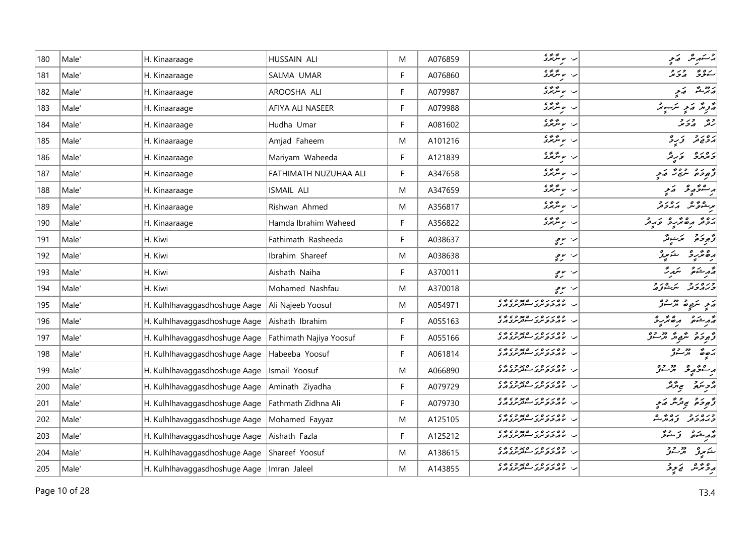| 180 | Male' | H. Kinaaraage | HUSSAIN ALI | M | A076859 | ހ. ކިނާރާގެ | ހުސައިން ޢަލީ |
|---|---|---|---|---|---|---|---|
| 181 | Male' | H. Kinaaraage | SALMA UMAR | F | A076860 | ހ. ކިނާރާގެ | ސަލްމާ ޢުމަރު |
| 182 | Male' | H. Kinaaraage | AROOSHA ALI | F | A079987 | ހ. ކިނާރާގެ | އަރޫޝާ ޢަލީ |
| 183 | Male' | H. Kinaaraage | AFIYA ALI NASEER | F | A079988 | ހ. ކިނާރާގެ | އާފިޔާ ޢަލީ ނަސީރު |
| 184 | Male' | H. Kinaaraage | Hudha Umar | F | A081602 | ހ. ކިނާރާގެ | ހުދާ ޢުމަރު |
| 185 | Male' | H. Kinaaraage | Amjad Faheem | M | A101216 | ހ. ކިނާރާގެ | އަމްޖަދު ފަހީމް |
| 186 | Male' | H. Kinaaraage | Mariyam Waheeda | F | A121839 | ހ. ކިނާރާގެ | މަރިޔަމް ވަހީދާ |
| 187 | Male' | H. Kinaaraage | FATHIMATH NUZUHAA ALI | F | A347658 | ހ. ކިނާރާގެ | ފާތިމަތު ނުޒުހާ ޢަލީ |
| 188 | Male' | H. Kinaaraage | ISMAIL ALI | M | A347659 | ހ. ކިނާރާގެ | އިސްމާޢީލް ޢަލީ |
| 189 | Male' | H. Kinaaraage | Rishwan Ahmed | M | A356817 | ހ. ކިނާރާގެ | ރިޝްވާން އަޙްމަދު |
| 190 | Male' | H. Kinaaraage | Hamda Ibrahim Waheed | F | A356822 | ހ. ކިނާރާގެ | ހަމްދާ އިބްރާހީމް ވަހީދު |
| 191 | Male' | H. Kiwi | Fathimath Rasheeda | F | A038637 | ހ. ކިވި | ފާތިމަތު ރަޝީދާ |
| 192 | Male' | H. Kiwi | Ibrahim Shareef | M | A038638 | ހ. ކިވި | އިބްރާހީމް ޝަރީފު |
| 193 | Male' | H. Kiwi | Aishath Naiha | F | A370011 | ހ. ކިވި | އާއިޝަތު ނައިހާ |
| 194 | Male' | H. Kiwi | Mohamed Nashfau | M | A370018 | ހ. ކިވި | މުހައްމަދު ނަޝްފައު |
| 195 | Male' | H. Kulhlhavaggasdhoshuge Aage | Ali Najeeb Yoosuf | M | A054971 | ހ. ކުޅްހަވަގްގަސްދޮށުގެ އާގެ | ޢަލީ ނަޖީބު ޔޫސުފް |
| 196 | Male' | H. Kulhlhavaggasdhoshuge Aage | Aishath Ibrahim | F | A055163 | ހ. ކުޅްހަވަގްގަސްދޮށުގެ އާގެ | އާއިޝަތު އިބްރާހީމް |
| 197 | Male' | H. Kulhlhavaggasdhoshuge Aage | Fathimath Najiya Yoosuf | F | A055166 | ހ. ކުޅްހަވަގްގަސްދޮށުގެ އާގެ | ފާތިމަތު ނާޖިޔާ ޔޫސުފް |
| 198 | Male' | H. Kulhlhavaggasdhoshuge Aage | Habeeba Yoosuf | F | A061814 | ހ. ކުޅްހަވަގްގަސްދޮށުގެ އާގެ | ހަބީބާ ޔޫސުފް |
| 199 | Male' | H. Kulhlhavaggasdhoshuge Aage | Ismail Yoosuf | M | A066890 | ހ. ކުޅްހަވަގްގަސްދޮށުގެ އާގެ | އިސްމާޢީލް ޔޫސުފް |
| 200 | Male' | H. Kulhlhavaggasdhoshuge Aage | Aminath Ziyadha | F | A079729 | ހ. ކުޅްހަވަގްގަސްދޮށުގެ އާގެ | އާމިނަތު ޒިޔާދާ |
| 201 | Male' | H. Kulhlhavaggasdhoshuge Aage | Fathmath Zidhna Ali | F | A079730 | ހ. ކުޅްހަވަގްގަސްދޮށުގެ އާގެ | ފާތިމަތު ޒިދުނާ ޢަލީ |
| 202 | Male' | H. Kulhlhavaggasdhoshuge Aage | Mohamed Fayyaz | M | A125105 | ހ. ކުޅްހަވަގްގަސްދޮށުގެ އާގެ | މުހައްމަދު ފައްޔާޒު |
| 203 | Male' | H. Kulhlhavaggasdhoshuge Aage | Aishath Fazla | F | A125212 | ހ. ކުޅްހަވަގްގަސްދޮށުގެ އާގެ | އާއިޝަތު ފަޟްލާ |
| 204 | Male' | H. Kulhlhavaggasdhoshuge Aage | Shareef Yoosuf | M | A138615 | ހ. ކުޅްހަވަގްގަސްދޮށުގެ އާގެ | ޝަރީފު ޔޫސުފު |
| 205 | Male' | H. Kulhlhavaggasdhoshuge Aage | Imran Jaleel | M | A143855 | ހ. ކުޅްހަވަގްގަސްދޮށުގެ އާގެ | އިމްރާން ޖަލީލް |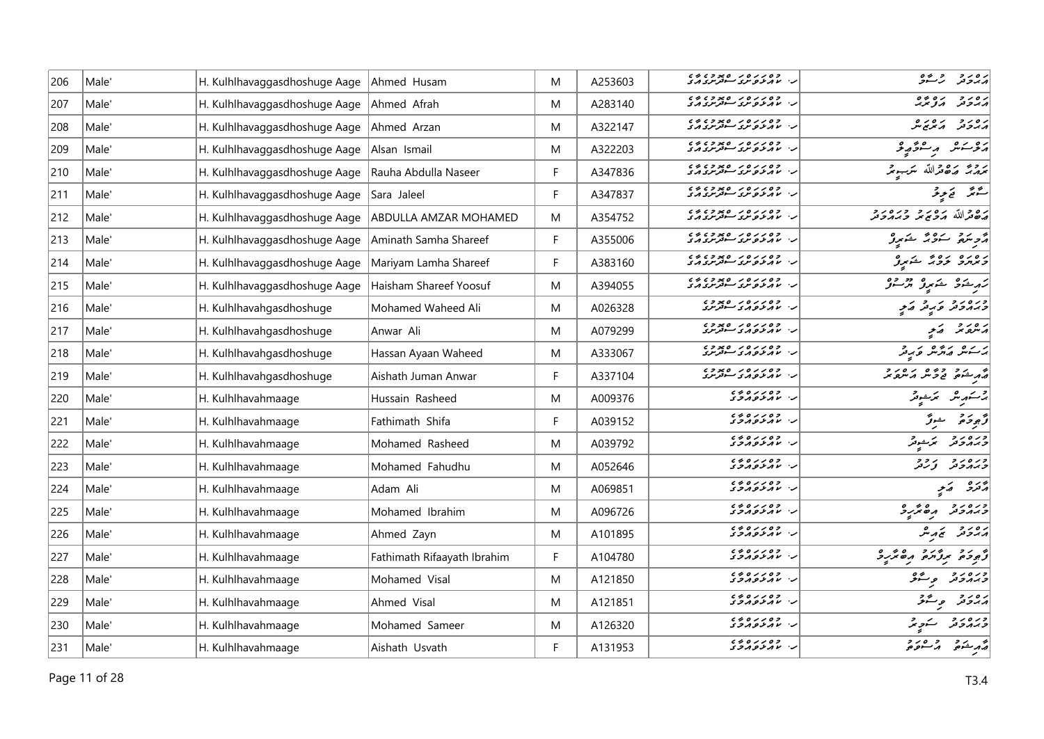| 206 | Male' | H. Kulhlhavaggasdhoshuge Aage | Ahmed Husam | M | A253603 | ހ. ކުޅްލަވަގްގަސްދޮށުގެއާގެ | އަހުމަދު ހުސާމް |
|---|---|---|---|---|---|---|---|
| 207 | Male' | H. Kulhlhavaggasdhoshuge Aage | Ahmed Afrah | M | A283140 | ހ. ކުޅްލަވަގްގަސްދޮށުގެއާގެ | އަހުމަދު އަފްރާހް |
| 208 | Male' | H. Kulhlhavaggasdhoshuge Aage | Ahmed Arzan | M | A322147 | ހ. ކުޅްލަވަގްގަސްދޮށުގެއާގެ | އަހުމަދު އަރްޒާން |
| 209 | Male' | H. Kulhlhavaggasdhoshuge Aage | Alsan Ismail | M | A322203 | ހ. ކުޅްލަވަގްގަސްދޮށުގެއާގެ | އަލްސަން އިސްމާޢީލް |
| 210 | Male' | H. Kulhlhavaggasdhoshuge Aage | Rauha Abdulla Naseer | F | A347836 | ހ. ކުޅްލަވަގްގަސްދޮށުގެއާގެ | ރައުހާ އަބްދުﷲ ނަސީރު |
| 211 | Male' | H. Kulhlhavaggasdhoshuge Aage | Sara Jaleel | F | A347837 | ހ. ކުޅްލަވަގްގަސްދޮށުގެއާގެ | ސާރާ ޖަލީލް |
| 212 | Male' | H. Kulhlhavaggasdhoshuge Aage | ABDULLA AMZAR MOHAMED | M | A354752 | ހ. ކުޅްލަވަގްގަސްދޮށުގެއާގެ | އަބްދުﷲ އަމްޒަރު މުހައްމަދު |
| 213 | Male' | H. Kulhlhavaggasdhoshuge Aage | Aminath Samha Shareef | F | A355006 | ހ. ކުޅްލަވަގްގަސްދޮށުގެއާގެ | އާމިނަތު ސަމްހާ ޝަރީފް |
| 214 | Male' | H. Kulhlhavaggasdhoshuge Aage | Mariyam Lamha Shareef | F | A383160 | ހ. ކުޅްލަވަގްގަސްދޮށުގެއާގެ | މަރިޔަމް ލަމްހާ ޝަރީފް |
| 215 | Male' | H. Kulhlhavaggasdhoshuge Aage | Haisham Shareef Yoosuf | M | A394055 | ހ. ކުޅްލަވަގްގަސްދޮށުގެއާގެ | ހައިޝަމް ޝަރީފް ޔޫސުފް |
| 216 | Male' | H. Kulhlhavahgasdhoshuge | Mohamed Waheed Ali | M | A026328 | ހ. ކުޅްލަވަހްގަސްދޮށުގެ | މުހައްމަދު ވަހީދު އަލި |
| 217 | Male' | H. Kulhlhavahgasdhoshuge | Anwar Ali | M | A079299 | ހ. ކުޅްލަވަހްގަސްދޮށުގެ | އަންވަރު އަލި |
| 218 | Male' | H. Kulhlhavahgasdhoshuge | Hassan Ayaan Waheed | M | A333067 | ހ. ކުޅްލަވަހްގަސްދޮށުގެ | ހަސަން އަޔާން ވަހީދު |
| 219 | Male' | H. Kulhlhavahgasdhoshuge | Aishath Juman Anwar | F | A337104 | ހ. ކުޅްލަވަހްގަސްދޮށުގެ | އާއިޝަތު ޖުމާން އަންވަރު |
| 220 | Male' | H. Kulhlhavahmaage | Hussain Rasheed | M | A009376 | ހ. ކުޅްލަވަހްމާގެ | ހުސައިން ރަޝީދު |
| 221 | Male' | H. Kulhlhavahmaage | Fathimath Shifa | F | A039152 | ހ. ކުޅްލަވަހްމާގެ | ފާތިމަތު ޝިފާ |
| 222 | Male' | H. Kulhlhavahmaage | Mohamed Rasheed | M | A039792 | ހ. ކުޅްލަވަހްމާގެ | މުހައްމަދު ރަޝީދު |
| 223 | Male' | H. Kulhlhavahmaage | Mohamed Fahudhu | M | A052646 | ހ. ކުޅްލަވަހްމާގެ | މުހައްމަދު ފަހުދު |
| 224 | Male' | H. Kulhlhavahmaage | Adam Ali | M | A069851 | ހ. ކުޅްލަވަހްމާގެ | އާދަމް އަލި |
| 225 | Male' | H. Kulhlhavahmaage | Mohamed Ibrahim | M | A096726 | ހ. ކުޅްލަވަހްމާގެ | މުހައްމަދު އިބްރާހީމް |
| 226 | Male' | H. Kulhlhavahmaage | Ahmed Zayn | M | A101895 | ހ. ކުޅްލަވަހްމާގެ | އަހުމަދު ޒައިން |
| 227 | Male' | H. Kulhlhavahmaage | Fathimath Rifaayath Ibrahim | F | A104780 | ހ. ކުޅްލަވަހްމާގެ | ފާތިމަތު ރިފާޔަތު އިބްރާހީމް |
| 228 | Male' | H. Kulhlhavahmaage | Mohamed Visal | M | A121850 | ހ. ކުޅްލަވަހްމާގެ | މުހައްމަދު ވިސާލް |
| 229 | Male' | H. Kulhlhavahmaage | Ahmed Visal | M | A121851 | ހ. ކުޅްލަވަހްމާގެ | އަހުމަދު ވިސާލް |
| 230 | Male' | H. Kulhlhavahmaage | Mohamed Sameer | M | A126320 | ހ. ކުޅްލަވަހްމާގެ | މުހައްމަދު ސަމީރު |
| 231 | Male' | H. Kulhlhavahmaage | Aishath Usvath | F | A131953 | ހ. ކުޅްލަވަހްމާގެ | އާއިޝަތު އުސްވަތު |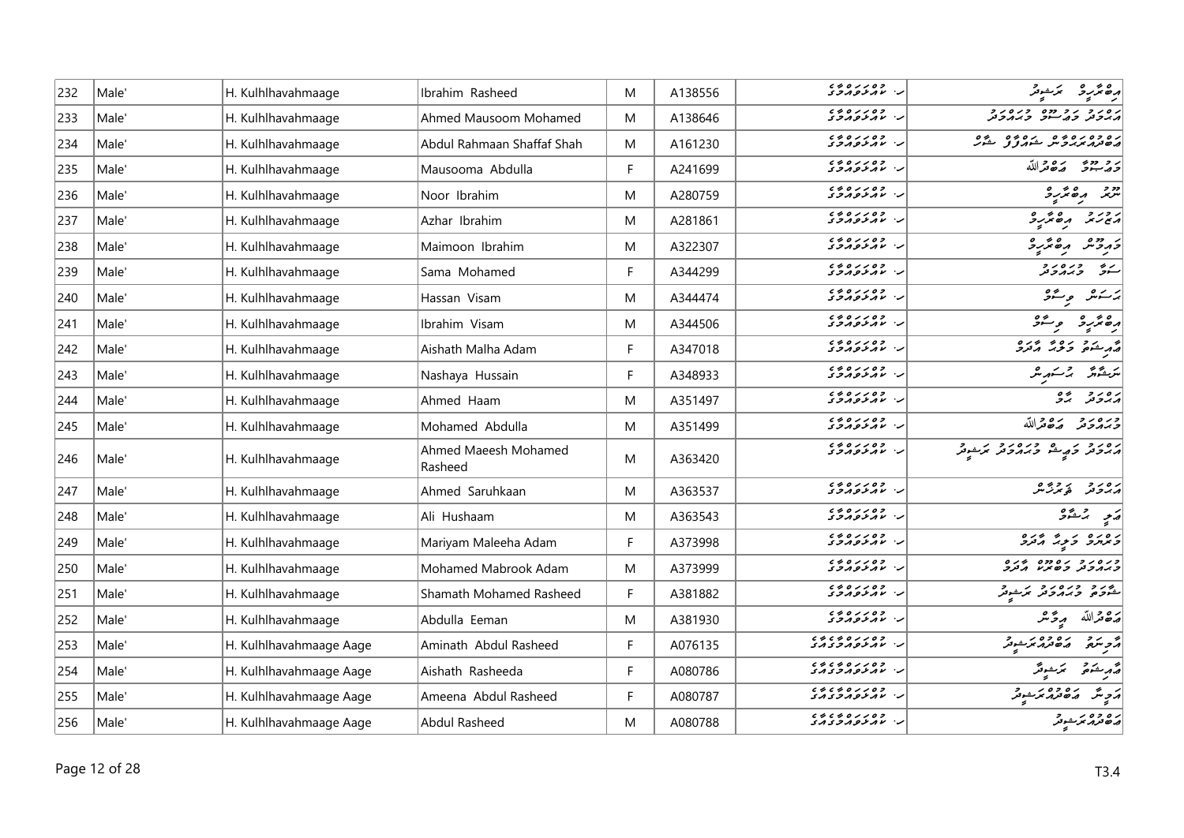| 232 | Male' | H. Kulhlhavahmaage | Ibrahim Rasheed | M | A138556 | ހ. ކުޅަވަހުމާގެ | އިބްރާހިމް ރަޝީދު |
|---|---|---|---|---|---|---|---|
| 233 | Male' | H. Kulhlhavahmaage | Ahmed Mausoom Mohamed | M | A138646 | ހ. ކުޅަވަހުމާގެ | އަހުމަދު މައުސޫމް މުހައްމަދު |
| 234 | Male' | H. Kulhlhavahmaage | Abdul Rahmaan Shaffaf Shah | M | A161230 | ހ. ކުޅަވަހުމާގެ | އަބްދުއްރަޙްމާން ޝައްފާފް ޝާހް |
| 235 | Male' | H. Kulhlhavahmaage | Mausooma Abdulla | F | A241699 | ހ. ކުޅަވަހުމާގެ | މައުސޫމާ އަބްދުﷲ |
| 236 | Male' | H. Kulhlhavahmaage | Noor Ibrahim | M | A280759 | ހ. ކުޅަވަހުމާގެ | ނޫރު އިބްރާހިމް |
| 237 | Male' | H. Kulhlhavahmaage | Azhar Ibrahim | M | A281861 | ހ. ކުޅަވަހުމާގެ | އަޒުހަރު އިބްރާހިމް |
| 238 | Male' | H. Kulhlhavahmaage | Maimoon Ibrahim | M | A322307 | ހ. ކުޅަވަހުމާގެ | މައިމޫން އިބްރާހިމް |
| 239 | Male' | H. Kulhlhavahmaage | Sama Mohamed | F | A344299 | ހ. ކުޅަވަހުމާގެ | ސަމާ މުހައްމަދު |
| 240 | Male' | H. Kulhlhavahmaage | Hassan Visam | M | A344474 | ހ. ކުޅަވަހުމާގެ | ހަސަން ވިސާމް |
| 241 | Male' | H. Kulhlhavahmaage | Ibrahim Visam | M | A344506 | ހ. ކުޅަވަހުމާގެ | އިބްރާހިމް ވިސާމް |
| 242 | Male' | H. Kulhlhavahmaage | Aishath Malha Adam | F | A347018 | ހ. ކުޅަވަހުމާގެ | އާއިޝަތު މަލްހާ އާދަމް |
| 243 | Male' | H. Kulhlhavahmaage | Nashaya Hussain | F | A348933 | ހ. ކުޅަވަހުމާގެ | ނަޝާޔާ ހުސައިން |
| 244 | Male' | H. Kulhlhavahmaage | Ahmed Haam | M | A351497 | ހ. ކުޅަވަހުމާގެ | އަހުމަދު ހާމް |
| 245 | Male' | H. Kulhlhavahmaage | Mohamed Abdulla | M | A351499 | ހ. ކުޅަވަހުމާގެ | މުހައްމަދު އަބްދުﷲ |
| 246 | Male' | H. Kulhlhavahmaage | Ahmed Maeesh Mohamed Rasheed | M | A363420 | ހ. ކުޅަވަހުމާގެ | އަހުމަދު މައީޝް މުހައްމަދު ރަޝީދު |
| 247 | Male' | H. Kulhlhavahmaage | Ahmed Saruhkaan | M | A363537 | ހ. ކުޅަވަހުމާގެ | އަހުމަދު ޝަރުހްކާން |
| 248 | Male' | H. Kulhlhavahmaage | Ali Hushaam | M | A363543 | ހ. ކުޅަވަހުމާގެ | އަލި ހުޝާމް |
| 249 | Male' | H. Kulhlhavahmaage | Mariyam Maleeha Adam | F | A373998 | ހ. ކުޅަވަހުމާގެ | މަރިޔަމް މަލީހާ އާދަމް |
| 250 | Male' | H. Kulhlhavahmaage | Mohamed Mabrook Adam | M | A373999 | ހ. ކުޅަވަހުމާގެ | މުހައްމަދު މަބްރޫކް އާދަމް |
| 251 | Male' | H. Kulhlhavahmaage | Shamath Mohamed Rasheed | F | A381882 | ހ. ކުޅަވަހުމާގެ | ޝަމަތު މުހައްމަދު ރަޝީދު |
| 252 | Male' | H. Kulhlhavahmaage | Abdulla Eeman | M | A381930 | ހ. ކުޅަވަހުމާގެ | އަބްދުﷲ އީމާން |
| 253 | Male' | H. Kulhlhavahmaage Aage | Aminath Abdul Rasheed | F | A076135 | ހ. ކުޅަވަހުމާގެއާގެ | އާމިނަތު އަބްދުއްރަޝީދު |
| 254 | Male' | H. Kulhlhavahmaage Aage | Aishath Rasheeda | F | A080786 | ހ. ކުޅަވަހުމާގެއާގެ | އާއިޝަތު ރަޝީދާ |
| 255 | Male' | H. Kulhlhavahmaage Aage | Ameena Abdul Rasheed | F | A080787 | ހ. ކުޅަވަހުމާގެއާގެ | އަމީނާ އަބްދުއްރަޝީދު |
| 256 | Male' | H. Kulhlhavahmaage Aage | Abdul Rasheed | M | A080788 | ހ. ކުޅަވަހުމާގެއާގެ | އަބްދުއްރަޝީދު |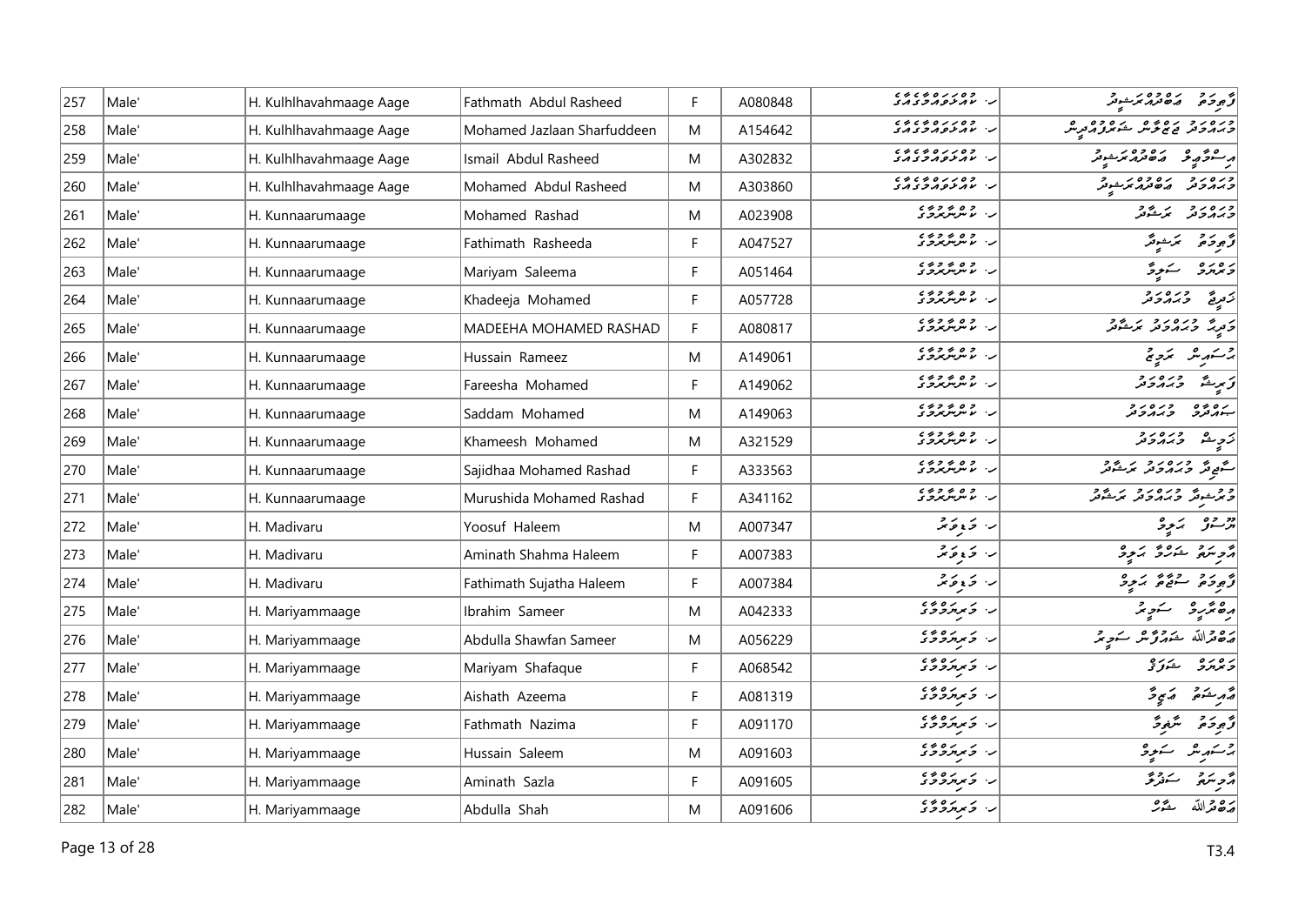| 257 | Male' | H. Kulhlhavahmaage Aage | Fathmath Abdul Rasheed | F | A080848 | ހ. ކުޅްލަވައްމާގެ އާގެ | ފާތިމަތު އަބްދުލްރަޝީދު |
|---|---|---|---|---|---|---|---|
| 258 | Male' | H. Kulhlhavahmaage Aage | Mohamed Jazlaan Sharfuddeen | M | A154642 | ހ. ކުޅްލަވައްމާގެ އާގެ | މުހައްމަދު ޖަޒްލާން ޝަރަފުއްދީން |
| 259 | Male' | H. Kulhlhavahmaage Aage | Ismail Abdul Rasheed | M | A302832 | ހ. ކުޅްލަވައްމާގެ އާގެ | އިސްމާއީލް އަބްދުލްރަޝީދު |
| 260 | Male' | H. Kulhlhavahmaage Aage | Mohamed Abdul Rasheed | M | A303860 | ހ. ކުޅްލަވައްމާގެ އާގެ | މުހައްމަދު އަބްދުލްރަޝީދު |
| 261 | Male' | H. Kunnaarumaage | Mohamed Rashad | M | A023908 | ހ. ކުންނާރުމާގެ | މުހައްމަދު ރަޝާދު |
| 262 | Male' | H. Kunnaarumaage | Fathimath Rasheeda | F | A047527 | ހ. ކުންނާރުމާގެ | ފާތިމަތު ރަޝީދާ |
| 263 | Male' | H. Kunnaarumaage | Mariyam Saleema | F | A051464 | ހ. ކުންނާރުމާގެ | މަރިޔަމް ސަލީމާ |
| 264 | Male' | H. Kunnaarumaage | Khadeeja Mohamed | F | A057728 | ހ. ކުންނާރުމާގެ | ޚަދީޖާ މުހައްމަދު |
| 265 | Male' | H. Kunnaarumaage | MADEEHA MOHAMED RASHAD | F | A080817 | ހ. ކުންނާރުމާގެ | މަދީހާ މުހައްމަދު ރަޝާދު |
| 266 | Male' | H. Kunnaarumaage | Hussain Rameez | M | A149061 | ހ. ކުންނާރުމާގެ | ހުސައިން ރަމީޒު |
| 267 | Male' | H. Kunnaarumaage | Fareesha Mohamed | F | A149062 | ހ. ކުންނާރުމާގެ | ފަރީޝާ މުހައްމަދު |
| 268 | Male' | H. Kunnaarumaage | Saddam Mohamed | M | A149063 | ހ. ކުންނާރުމާގެ | ސައްދާމް މުހައްމަދު |
| 269 | Male' | H. Kunnaarumaage | Khameesh Mohamed | M | A321529 | ހ. ކުންނާރުމާގެ | ޚަމީޝް މުހައްމަދު |
| 270 | Male' | H. Kunnaarumaage | Sajidhaa Mohamed Rashad | F | A333563 | ހ. ކުންނާރުމާގެ | ސާޖިދާ މުހައްމަދު ރަޝާދު |
| 271 | Male' | H. Kunnaarumaage | Murushida Mohamed Rashad | F | A341162 | ހ. ކުންނާރުމާގެ | މުރުޝިދާ މުހައްމަދު ރަޝާދު |
| 272 | Male' | H. Madivaru | Yoosuf Haleem | M | A007347 | ހ. މަޑިވަރު | ޔޫސުފް ހަލީމް |
| 273 | Male' | H. Madivaru | Aminath Shahma Haleem | F | A007383 | ހ. މަޑިވަރު | އާމިނަތު ޝަހްމާ ހަލީމް |
| 274 | Male' | H. Madivaru | Fathimath Sujatha Haleem | F | A007384 | ހ. މަޑިވަރު | ފާތިމަތު ސުޖާތާ ހަލީމް |
| 275 | Male' | H. Mariyammaage | Ibrahim Sameer | M | A042333 | ހ. މަރިޔައްމާގެ | އިބްރާހީމް ސަމީރު |
| 276 | Male' | H. Mariyammaage | Abdulla Shawfan Sameer | M | A056229 | ހ. މަރިޔައްމާގެ | އަބްދުﷲ ޝައުފާން ސަމީރު |
| 277 | Male' | H. Mariyammaage | Mariyam Shafaque | F | A068542 | ހ. މަރިޔައްމާގެ | މަރިޔަމް ޝަފާޤު |
| 278 | Male' | H. Mariyammaage | Aishath Azeema | F | A081319 | ހ. މަރިޔައްމާގެ | އާއިޝަތު އަޒީމާ |
| 279 | Male' | H. Mariyammaage | Fathmath Nazima | F | A091170 | ހ. މަރިޔައްމާގެ | ފާތިމަތު ނާޒިމާ |
| 280 | Male' | H. Mariyammaage | Hussain Saleem | M | A091603 | ހ. މަރިޔައްމާގެ | ހުސައިން ސަލީމް |
| 281 | Male' | H. Mariyammaage | Aminath Sazla | F | A091605 | ހ. މަރިޔައްމާގެ | އާމިނަތު ސަޒްލާ |
| 282 | Male' | H. Mariyammaage | Abdulla Shah | M | A091606 | ހ. މަރިޔައްމާގެ | އަބްދުﷲ ޝާހް |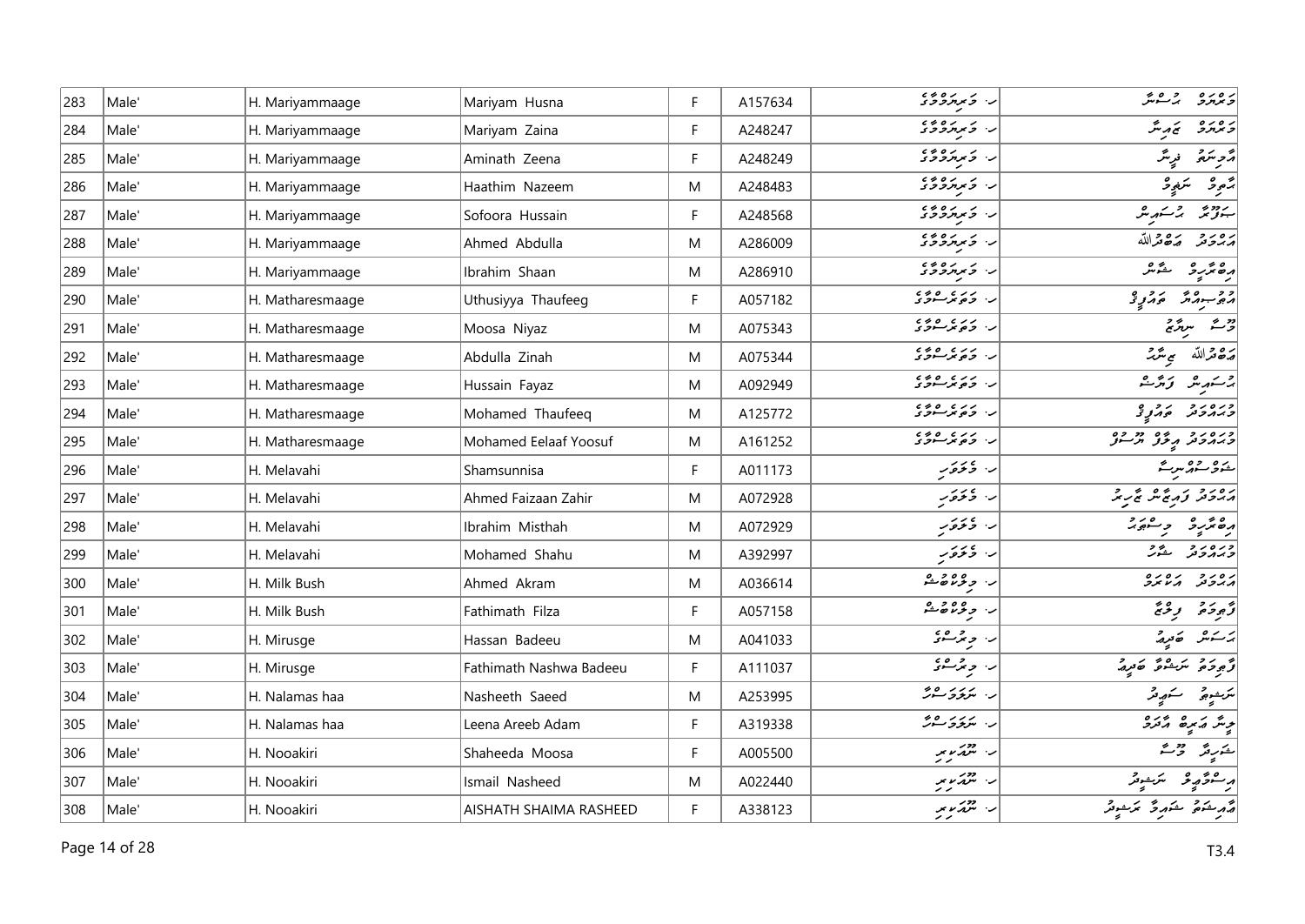| 283 | Male' | H. Mariyammaage | Mariyam Husna | F | A157634 | ހ. މަރިޔައްމާގެ | މަރިޔަމް ހުސްނާ |
|---|---|---|---|---|---|---|---|
| 284 | Male' | H. Mariyammaage | Mariyam Zaina | F | A248247 | ހ. މަރިޔައްމާގެ | މަރިޔަމް ޒައިނާ |
| 285 | Male' | H. Mariyammaage | Aminath Zeena | F | A248249 | ހ. މަރިޔައްމާގެ | އާމިނަތު ޒީނާ |
| 286 | Male' | H. Mariyammaage | Haathim Nazeem | M | A248483 | ހ. މަރިޔައްމާގެ | ހާތިމް ނަޒީމް |
| 287 | Male' | H. Mariyammaage | Sofoora Hussain | F | A248568 | ހ. މަރިޔައްމާގެ | ސަފޫރާ ހުސައިން |
| 288 | Male' | H. Mariyammaage | Ahmed Abdulla | M | A286009 | ހ. މަރިޔައްމާގެ | އަހުމަދު އަބްދުﷲ |
| 289 | Male' | H. Mariyammaage | Ibrahim Shaan | M | A286910 | ހ. މަރިޔައްމާގެ | އިބްރާހިމް ޝާން |
| 290 | Male' | H. Matharesmaage | Uthusiyya Thaufeeg | F | A057182 | ހ. މަތަރެސްމާގެ | އުތުސިއްޔާ ތައުފީގު |
| 291 | Male' | H. Matharesmaage | Moosa Niyaz | M | A075343 | ހ. މަތަރެސްމާގެ | މޫސާ ނިޔާޒު |
| 292 | Male' | H. Matharesmaage | Abdulla Zinah | M | A075344 | ހ. މަތަރެސްމާގެ | އަބްދުﷲ ޒިނާހު |
| 293 | Male' | H. Matharesmaage | Hussain Fayaz | M | A092949 | ހ. މަތަރެސްމާގެ | ހުސައިން ފައްޔާޒު |
| 294 | Male' | H. Matharesmaage | Mohamed Thaufeeq | M | A125772 | ހ. މަތަރެސްމާގެ | މުހައްމަދު ތައުފީގު |
| 295 | Male' | H. Matharesmaage | Mohamed Eelaaf Yoosuf | M | A161252 | ހ. މަތަރެސްމާގެ | މުހައްމަދު އީލާފް ޔޫސުފް |
| 296 | Male' | H. Melavahi | Shamsunnisa | F | A011173 | ހ. މެލަވަހި | ޝަމްސުއްނިސާ |
| 297 | Male' | H. Melavahi | Ahmed Faizaan Zahir | M | A072928 | ހ. މެލަވަހި | އަހުމަދު ފައިޒާން ޒާހިރު |
| 298 | Male' | H. Melavahi | Ibrahim Misthah | M | A072929 | ހ. މެލަވަހި | އިބްރާހިމް މިސްތާހު |
| 299 | Male' | H. Melavahi | Mohamed Shahu | M | A392997 | ހ. މެލަވަހި | މުހައްމަދު ޝާހު |
| 300 | Male' | H. Milk Bush | Ahmed Akram | M | A036614 | ހ. މިލްކްބުޝް | އަހުމަދު އަކްރަމް |
| 301 | Male' | H. Milk Bush | Fathimath Filza | F | A057158 | ހ. މިލްކްބުޝް | ފާތިމަތު ފިލްޒާ |
| 302 | Male' | H. Mirusge | Hassan Badeeu | M | A041033 | ހ. މިރުސްގެ | ހަސަން ބަދީއު |
| 303 | Male' | H. Mirusge | Fathimath Nashwa Badeeu | F | A111037 | ހ. މިރުސްގެ | ފާތިމަތު ނަޝްވާ ބަދީއު |
| 304 | Male' | H. Nalamas haa | Nasheeth Saeed | M | A253995 | ހ. ނަލަމަސްހާ | ނަޝީތު ސަޢީދު |
| 305 | Male' | H. Nalamas haa | Leena Areeb Adam | F | A319338 | ހ. ނަލަމަސްހާ | ލީނާ އަރީބު އާދަމް |
| 306 | Male' | H. Nooakiri | Shaheeda Moosa | F | A005500 | ހ. ނޫއަކިރި | ޝަހީދާ މޫސާ |
| 307 | Male' | H. Nooakiri | Ismail Nasheed | M | A022440 | ހ. ނޫއަކިރި | އިސްމާޢީލް ނަޝީދު |
| 308 | Male' | H. Nooakiri | AISHATH SHAIMA RASHEED | F | A338123 | ހ. ނޫއަކިރި | އާއިޝަތު ޝައިމާ ރަޝީދު |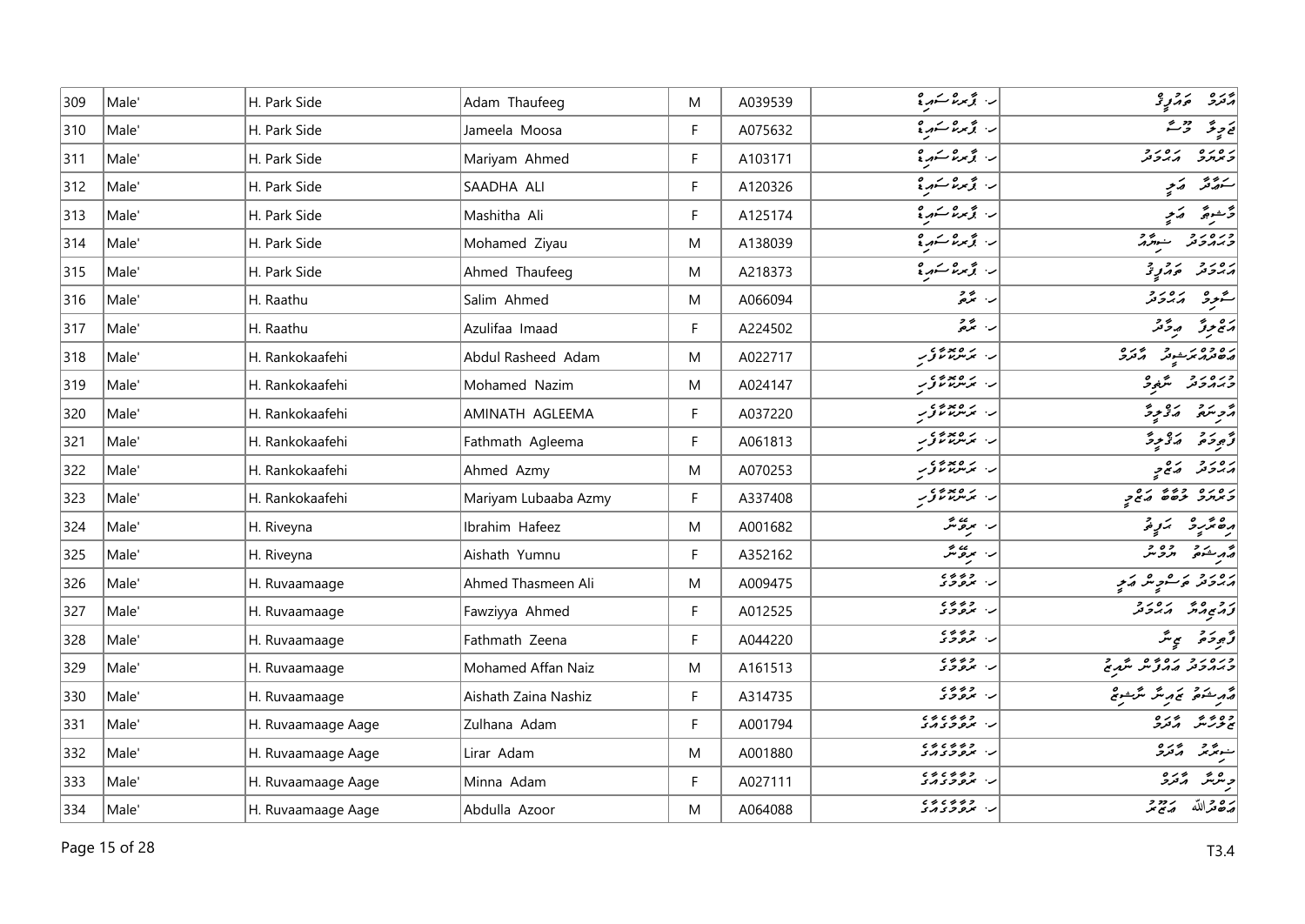| 309 | Male' | H. Park Side | Adam Thaufeeg | M | A039539 | ހ. ޕާރކްސައިޑް | އާދަމް ތައުފީގު |
|---|---|---|---|---|---|---|---|
| 310 | Male' | H. Park Side | Jameela Moosa | F | A075632 | ހ. ޕާރކްސައިޑް | ޖަމީލާ މޫސާ |
| 311 | Male' | H. Park Side | Mariyam Ahmed | F | A103171 | ހ. ޕާރކްސައިޑް | މަރިޔަމް އަޙްމަދު |
| 312 | Male' | H. Park Side | SAADHA ALI | F | A120326 | ހ. ޕާރކްސައިޑް | ސައުދާ ޢަލީ |
| 313 | Male' | H. Park Side | Mashitha Ali | F | A125174 | ހ. ޕާރކްސައިޑް | މާޝިތާ ޢަލީ |
| 314 | Male' | H. Park Side | Mohamed Ziyau | M | A138039 | ހ. ޕާރކްސައިޑް | މުޙައްމަދު ޒިޔާއު |
| 315 | Male' | H. Park Side | Ahmed Thaufeeg | M | A218373 | ހ. ޕާރކްސައިޑް | އަޙްމަދު ތައުފީގު |
| 316 | Male' | H. Raathu | Salim Ahmed | M | A066094 | ހ. ރާތު | ސާލިމް އަޙްމަދު |
| 317 | Male' | H. Raathu | Azulifaa Imaad | F | A224502 | ހ. ރާތު | އަޒުލިފާ އިމާދު |
| 318 | Male' | H. Rankokaafehi | Abdul Rasheed Adam | M | A022717 | ހ. ރަންކޮކާފެހި | އަބްދުއްރަޝީދު އާދަމް |
| 319 | Male' | H. Rankokaafehi | Mohamed Nazim | M | A024147 | ހ. ރަންކޮކާފެހި | މުޙައްމަދު ނާޒިމް |
| 320 | Male' | H. Rankokaafehi | AMINATH AGLEEMA | F | A037220 | ހ. ރަންކޮކާފެހި | އާމިނަތު އަގުލީމާ |
| 321 | Male' | H. Rankokaafehi | Fathmath Agleema | F | A061813 | ހ. ރަންކޮކާފެހި | ފާތިމަތު އަގުލީމާ |
| 322 | Male' | H. Rankokaafehi | Ahmed Azmy | M | A070253 | ހ. ރަންކޮކާފެހި | އަޙްމަދު އަޒްމީ |
| 323 | Male' | H. Rankokaafehi | Mariyam Lubaaba Azmy | F | A337408 | ހ. ރަންކޮކާފެހި | މަރިޔަމް ލުބާބާ އަޒްމީ |
| 324 | Male' | H. Riveyna | Ibrahim Hafeez | M | A001682 | ހ. ރިވެނާ | އިބްރާހީމް ހަފީޒު |
| 325 | Male' | H. Riveyna | Aishath Yumnu | F | A352162 | ހ. ރިވެނާ | އައިޝަތު ޔުމްނު |
| 326 | Male' | H. Ruvaamaage | Ahmed Thasmeen Ali | M | A009475 | ހ. ރުވާމާގެ | އަޙްމަދު ތަސްމީން ޢަލީ |
| 327 | Male' | H. Ruvaamaage | Fawziyya Ahmed | F | A012525 | ހ. ރުވާމާގެ | ފައުޒިއްޔާ އަޙްމަދު |
| 328 | Male' | H. Ruvaamaage | Fathmath Zeena | F | A044220 | ހ. ރުވާމާގެ | ފާތިމަތު ޒީނާ |
| 329 | Male' | H. Ruvaamaage | Mohamed Affan Naiz | M | A161513 | ހ. ރުވާމާގެ | މުޙައްމަދު އައްފާން ނާއިޒު |
| 330 | Male' | H. Ruvaamaage | Aishath Zaina Nashiz | F | A314735 | ހ. ރުވާމާގެ | އައިޝަތު ޒައިނާ ނާޝިޒު |
| 331 | Male' | H. Ruvaamaage Aage | Zulhana Adam | F | A001794 | ހ. ރުވާމާގެއާގެ | ޒުލްހާނާ އާދަމް |
| 332 | Male' | H. Ruvaamaage Aage | Lirar Adam | M | A001880 | ހ. ރުވާމާގެއާގެ | ލިރާރު އާދަމް |
| 333 | Male' | H. Ruvaamaage Aage | Minna Adam | F | A027111 | ހ. ރުވާމާގެއާގެ | މިންނާ އާދަމް |
| 334 | Male' | H. Ruvaamaage Aage | Abdulla Azoor | M | A064088 | ހ. ރުވާމާގެއާގެ | އަބްދުﷲ އަޒޫރު |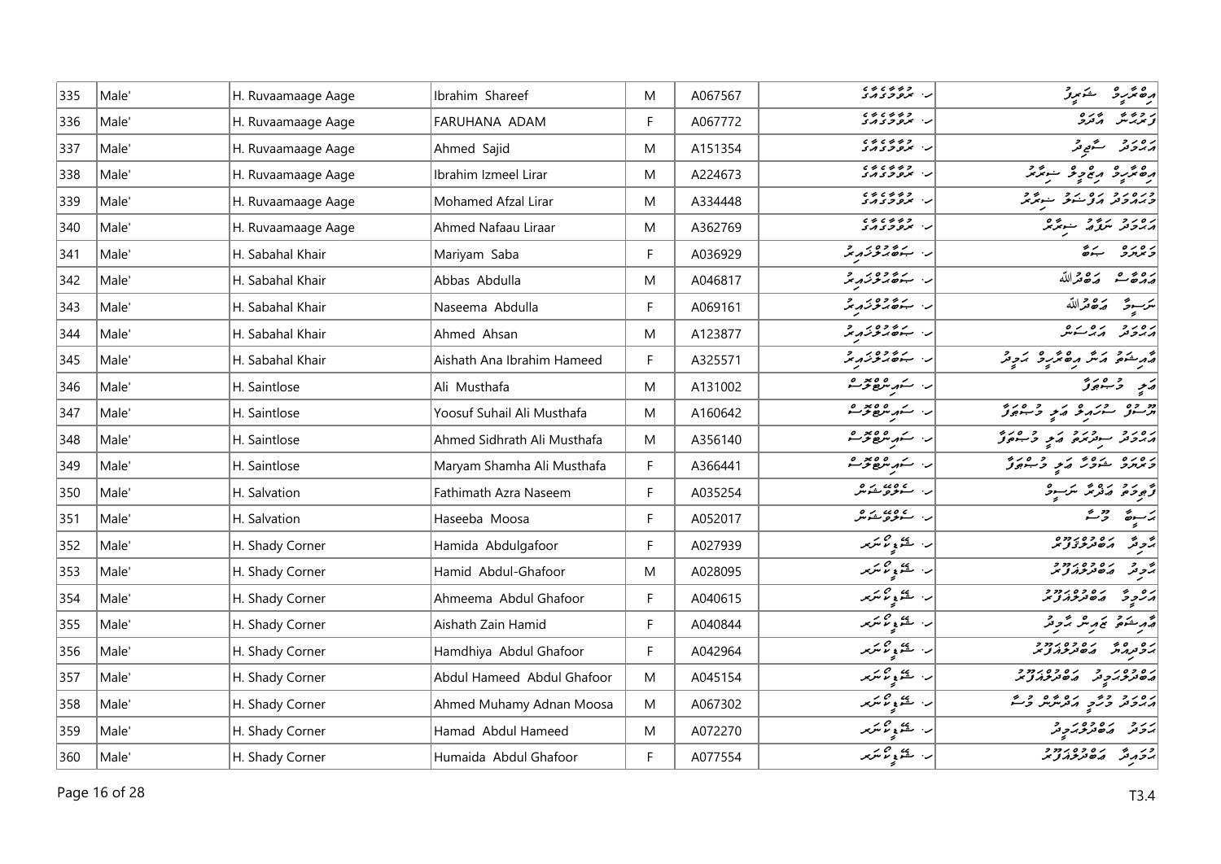| 335 | Male' | H. Ruvaamaage Aage | Ibrahim Shareef | M | A067567 | ހ. ރުވާމާގެއާގެ | އިބްރާހީމް ޝަރީފް |
|---|---|---|---|---|---|---|---|
| 336 | Male' | H. Ruvaamaage Aage | FARUHANA ADAM | F | A067772 | ހ. ރުވާމާގެއާގެ | ފަރުހާނާ އާދަމް |
| 337 | Male' | H. Ruvaamaage Aage | Ahmed Sajid | M | A151354 | ހ. ރުވާމާގެއާގެ | އަޙްމަދު ސާޖިދު |
| 338 | Male' | H. Ruvaamaage Aage | Ibrahim Izmeel Lirar | M | A224673 | ހ. ރުވާމާގެއާގެ | އިބްރާހީމް އިޒްމީލް ލިރާރު |
| 339 | Male' | H. Ruvaamaage Aage | Mohamed Afzal Lirar | M | A334448 | ހ. ރުވާމާގެއާގެ | މުޙައްމަދު އަފްޟަލް ލިރާރު |
| 340 | Male' | H. Ruvaamaage Aage | Ahmed Nafaau Liraar | M | A362769 | ހ. ރުވާމާގެއާގެ | އަޙްމަދު ނަފާއު ލިރާރު |
| 341 | Male' | H. Sabahal Khair | Mariyam Saba | F | A036929 | ހ. ސަބާހަލްޚައިރު | މަރިޔަމް ސަބާ |
| 342 | Male' | H. Sabahal Khair | Abbas Abdulla | M | A046817 | ހ. ސަބާހަލްޚައިރު | އައްބާސް އަބްދުﷲ |
| 343 | Male' | H. Sabahal Khair | Naseema Abdulla | F | A069161 | ހ. ސަބާހަލްޚައިރު | ނަސީމާ އަބްދުﷲ |
| 344 | Male' | H. Sabahal Khair | Ahmed Ahsan | M | A123877 | ހ. ސަބާހަލްޚައިރު | އަޙްމަދު އަޙްސަން |
| 345 | Male' | H. Sabahal Khair | Aishath Ana Ibrahim Hameed | F | A325571 | ހ. ސަބާހަލްޚައިރު | އާއިޝަތު އަނާ އިބްރާހީމް ހަމީދު |
| 346 | Male' | H. Saintlose | Ali Musthafa | M | A131002 | ހ. ސަންޓްލޯސް | އަލީ މުސްތަފާ |
| 347 | Male' | H. Saintlose | Yoosuf Suhail Ali Musthafa | M | A160642 | ހ. ސަންޓްލޯސް | ޔޫސުފް ސުހައިލް އަލީ މުސްތަފާ |
| 348 | Male' | H. Saintlose | Ahmed Sidhrath Ali Musthafa | M | A356140 | ހ. ސަންޓްލޯސް | އަޙްމަދު ސިދްރަތު އަލީ މުސްތަފާ |
| 349 | Male' | H. Saintlose | Maryam Shamha Ali Musthafa | F | A366441 | ހ. ސަންޓްލޯސް | މަރްޔަމް ޝަމްހާ އަލީ މުސްތަފާ |
| 350 | Male' | H. Salvation | Fathimath Azra Naseem | F | A035254 | ހ. ސެލްވޭޝަން | ފާތިމަތު އަޒްރާ ނަސީމް |
| 351 | Male' | H. Salvation | Haseeba Moosa | F | A052017 | ހ. ސެލްވޭޝަން | ހަސީބާ މޫސާ |
| 352 | Male' | H. Shady Corner | Hamida Abdulgafoor | F | A027939 | ހ. ޝޭޑީކޯނަރ | ހާމިދާ އަބްދުލްޣަފޫރު |
| 353 | Male' | H. Shady Corner | Hamid Abdul-Ghafoor | M | A028095 | ހ. ޝޭޑީކޯނަރ | ހާމިދު އަބްދުލްޣަފޫރު |
| 354 | Male' | H. Shady Corner | Ahmeema Abdul Ghafoor | F | A040615 | ހ. ޝޭޑީކޯނަރ | އަޙްމީމާ އަބްދުލްޣަފޫރު |
| 355 | Male' | H. Shady Corner | Aishath Zain Hamid | F | A040844 | ހ. ޝޭޑީކޯނަރ | އާއިޝަތު ޒައިން ހާމިދު |
| 356 | Male' | H. Shady Corner | Hamdhiya Abdul Ghafoor | F | A042964 | ހ. ޝޭޑީކޯނަރ | ހަމްދިއްޔާ އަބްދުލްޣަފޫރު |
| 357 | Male' | H. Shady Corner | Abdul Hameed Abdul Ghafoor | M | A045154 | ހ. ޝޭޑީކޯނަރ | އަބްދުލްހަމީދު އަބްދުލްޣަފޫރު |
| 358 | Male' | H. Shady Corner | Ahmed Muhamy Adnan Moosa | M | A067302 | ހ. ޝޭޑީކޯނަރ | އަޙްމަދު މުހާމީ އަދްނާން މޫސާ |
| 359 | Male' | H. Shady Corner | Hamad Abdul Hameed | M | A072270 | ހ. ޝޭޑީކޯނަރ | ހަމަދު އަބްދުލްހަމީދު |
| 360 | Male' | H. Shady Corner | Humaida Abdul Ghafoor | F | A077554 | ހ. ޝޭޑީކޯނަރ | ހުމައިދާ އަބްދުލްޣަފޫރު |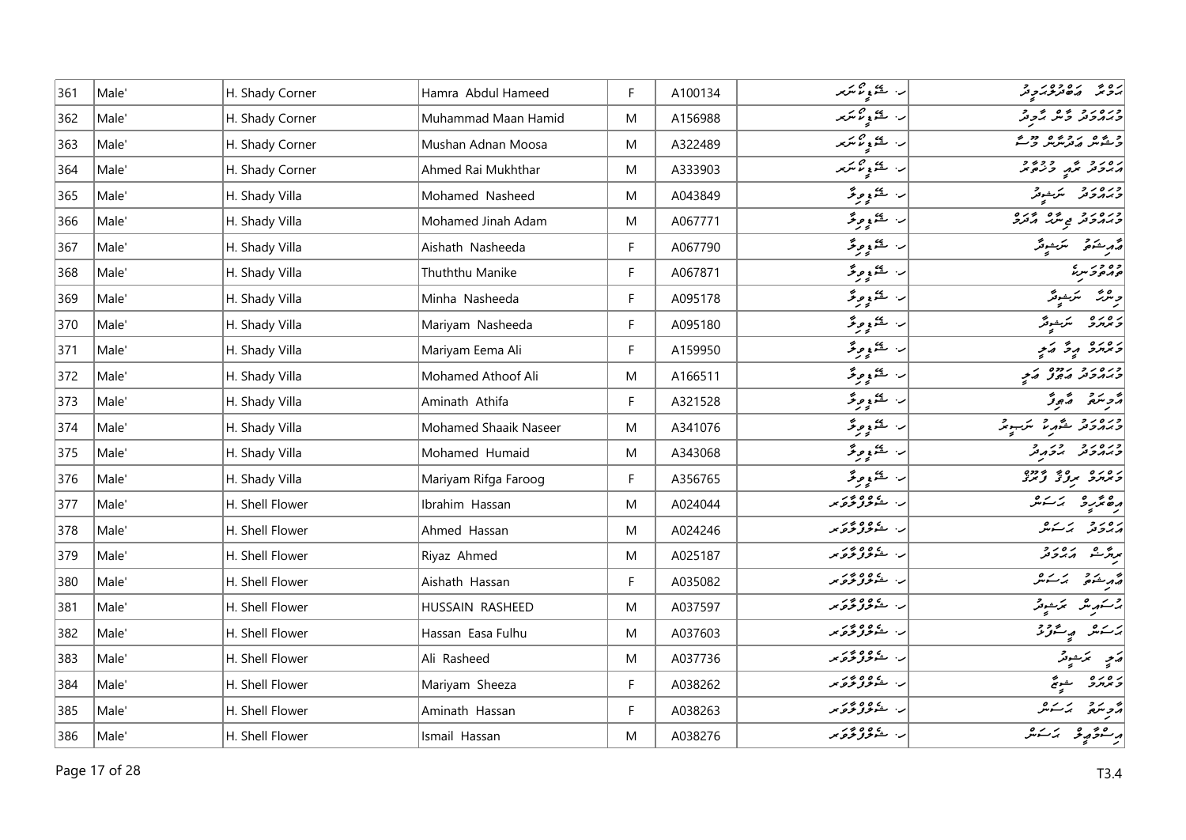| 361 | Male' | H. Shady Corner | Hamra Abdul Hameed | F | A100134 | ر. شَيْءِ ݣَاسَرَ | بَرُوْبَرَ مَەْھەْتَرْمَرِوِتْر |
|---|---|---|---|---|---|---|---|
| 362 | Male' | H. Shady Corner | Muhammad Maan Hamid | M | A156988 | ر. شَيْءِ ݣَاسَرَ | وُبَرَمْرَوَتْر وَّسْ بُرُّوِتْر |
| 363 | Male' | H. Shady Corner | Mushan Adnan Moosa | M | A322489 | ر. شَيْءِ ݣَاسَرَ | وُشَّسْ مَرْتَرْسُرْسْ وُّسَّ |
| 364 | Male' | H. Shady Corner | Ahmed Rai Mukhthar | M | A333903 | ر. شَيْءِ ݣَاسَرَ | مَرْوَرَتْر بَرَّمِ وُرْجَوَبَرَ |
| 365 | Male' | H. Shady Villa | Mohamed Nasheed | M | A043849 | ر. شَيْءِ ووِتَّر | وُبَرَمْرَوَتْر سَرَشِيْتْر |
| 366 | Male' | H. Shady Villa | Mohamed Jinah Adam | M | A067771 | ر. شَيْءِ ووِتَّر | وُبَرَمْرَوَتْر ڃِسَّرْ مُرَتَرُو |
| 367 | Male' | H. Shady Villa | Aishath Nasheeda | F | A067790 | ر. شَيْءِ ووِتَّر | مُرْمِرشَوَمْ سَرَشِيْتَّر |
| 368 | Male' | H. Shady Villa | Thuththu Manike | F | A067871 | ر. شَيْءِ ووِتَّر | ڃُوْمُوْوَسِرِءُ |
| 369 | Male' | H. Shady Villa | Minha Nasheeda | F | A095178 | ر. شَيْءِ ووِتَّر | وِسْرَّرْ سَرَشِيْتَّر |
| 370 | Male' | H. Shady Villa | Mariyam Nasheeda | F | A095180 | ر. شَيْءِ ووِتَّر | وَبْرَمَرْوْ سَرَشِيْتَّر |
| 371 | Male' | H. Shady Villa | Mariyam Eema Ali | F | A159950 | ر. شَيْءِ ووِتَّر | وَبْرَمَرْوْ مِرِوَّ مَرِ |
| 372 | Male' | H. Shady Villa | Mohamed Athoof Ali | M | A166511 | ر. شَيْءِ ووِتَّر | وُبَرَمْرَوَتْر مَرْجُوْتْر مَرِ |
| 373 | Male' | H. Shady Villa | Aminath Athifa | F | A321528 | ر. شَيْءِ ووِتَّر | مُرْوِسَرَمْ مُرْجِوِتَّر |
| 374 | Male' | H. Shady Villa | Mohamed Shaaik Naseer | M | A341076 | ر. شَيْءِ ووِتَّر | وُبَرَمْرَوَتْر شَرُّمِرِمْ سَرَسِوِبَرْ |
| 375 | Male' | H. Shady Villa | Mohamed Humaid | M | A343068 | ر. شَيْءِ ووِتَّر | وُبَرَمْرَوَتْر بُرْتَوَمِرْتْر |
| 376 | Male' | H. Shady Villa | Mariyam Rifga Faroog | F | A356765 | ر. شَيْءِ ووِتَّر | وَبْرَمَرْوْ بِرِوْتَّر وَّبُرْوْ |
| 377 | Male' | H. Shell Flower | Ibrahim Hassan | M | A024044 | ر. شَوْوْوْوَّبَرَ | مِرْھَبُرُرِوْ بَرَسَوْسْ |
| 378 | Male' | H. Shell Flower | Ahmed Hassan | M | A024246 | ر. شَوْوْوْوَّبَرَ | مَرْوَرَتْر بَرَسَوْسْ |
| 379 | Male' | H. Shell Flower | Riyaz Ahmed | M | A025187 | ر. شَوْوْوْوَّبَرَ | بِرِمَرْشْ مَرْوَرَتْر |
| 380 | Male' | H. Shell Flower | Aishath Hassan | F | A035082 | ر. شَوْوْوْوَّبَرَ | مُرْمِرشَوَمْ بَرَسَوْسْ |
| 381 | Male' | H. Shell Flower | HUSSAIN RASHEED | M | A037597 | ر. شَوْوْوْوَّبَرَ | بُرْسَوَمِرْسْ بَرَشِيْتْر |
| 382 | Male' | H. Shell Flower | Hassan Easa Fulhu | M | A037603 | ر. شَوْوْوْوَّبَرَ | بَرَسَوْسْ مِرِسَّوُرْ |
| 383 | Male' | H. Shell Flower | Ali Rasheed | M | A037736 | ر. شَوْوْوْوَّبَرَ | مَرِ بَرَشِيْتْر |
| 384 | Male' | H. Shell Flower | Mariyam Sheeza | F | A038262 | ر. شَوْوْوْوَّبَرَ | وَبْرَمَرْوْ شِيْجَّ |
| 385 | Male' | H. Shell Flower | Aminath Hassan | F | A038263 | ر. شَوْوْوْوَّبَرَ | مُرْوِسَرَمْ بَرَسَوْسْ |
| 386 | Male' | H. Shell Flower | Ismail Hassan | M | A038276 | ر. شَوْوْوْوَّبَرَ | مِرِسْوَّمِرِوْ بَرَسَوْسْ |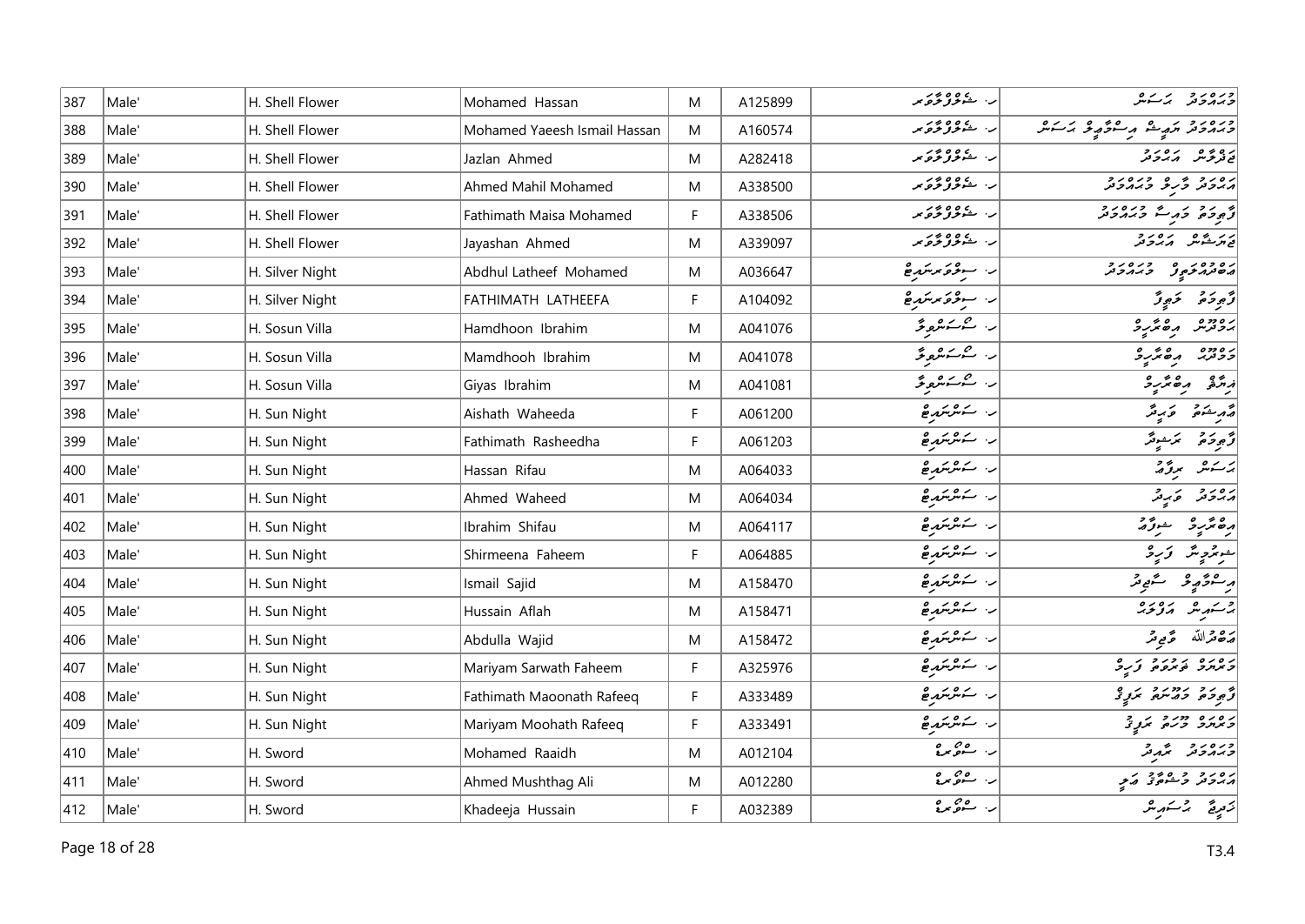| 387 | Male' | H. Shell Flower | Mohamed Hassan | M | A125899 | ހ. ޝެލްފްލަވަރ | މުޙައްމަދު ހަސަން |
|---|---|---|---|---|---|---|---|
| 388 | Male' | H. Shell Flower | Mohamed Yaeesh Ismail Hassan | M | A160574 | ހ. ޝެލްފްލަވަރ | މުޙައްމަދު ޔައީޝް އިސްމާޢީލް ހަސަން |
| 389 | Male' | H. Shell Flower | Jazlan Ahmed | M | A282418 | ހ. ޝެލްފްލަވަރ | ޖަޒްލާން އަޙްމަދު |
| 390 | Male' | H. Shell Flower | Ahmed Mahil Mohamed | M | A338500 | ހ. ޝެލްފްލަވަރ | އަޙްމަދު މާހިލް މުޙައްމަދު |
| 391 | Male' | H. Shell Flower | Fathimath Maisa Mohamed | F | A338506 | ހ. ޝެލްފްލަވަރ | ފާތިމަތު މައިސާ މުޙައްމަދު |
| 392 | Male' | H. Shell Flower | Jayashan Ahmed | M | A339097 | ހ. ޝެލްފްލަވަރ | ޖަޔަޝާން އަޙްމަދު |
| 393 | Male' | H. Silver Night | Abdhul Latheef Mohamed | M | A036647 | ހ. ސިލްވަރނައިޓް | އަބްދުއްލަޠީފް މުޙައްމަދު |
| 394 | Male' | H. Silver Night | FATHIMATH LATHEEFA | F | A104092 | ހ. ސިލްވަރނައިޓް | ފާތިމަތު ލަޠީފާ |
| 395 | Male' | H. Sosun Villa | Hamdhoon Ibrahim | M | A041076 | ހ. ސޯސަންވިލާ | ހަމްދޫން އިބްރާހީމް |
| 396 | Male' | H. Sosun Villa | Mamdhooh Ibrahim | M | A041078 | ހ. ސޯސަންވިލާ | މަމްދޫޙް އިބްރާހީމް |
| 397 | Male' | H. Sosun Villa | Giyas Ibrahim | M | A041081 | ހ. ސޯސަންވިލާ | ޣިޔާޘް އިބްރާހީމް |
| 398 | Male' | H. Sun Night | Aishath Waheeda | F | A061200 | ހ. ސަންނައިޓް | އާއިޝަތު ވަޙީދާ |
| 399 | Male' | H. Sun Night | Fathimath Rasheedha | F | A061203 | ހ. ސަންނައިޓް | ފާތިމަތު ރަޝީދާ |
| 400 | Male' | H. Sun Night | Hassan Rifau | M | A064033 | ހ. ސަންނައިޓް | ހަސަން ރިފާއު |
| 401 | Male' | H. Sun Night | Ahmed Waheed | M | A064034 | ހ. ސަންނައިޓް | އަޙްމަދު ވަޙީދު |
| 402 | Male' | H. Sun Night | Ibrahim Shifau | M | A064117 | ހ. ސަންނައިޓް | އިބްރާހީމް ޝިފާއު |
| 403 | Male' | H. Sun Night | Shirmeena Faheem | F | A064885 | ހ. ސަންނައިޓް | ޝިރްމީނާ ފަހީމް |
| 404 | Male' | H. Sun Night | Ismail Sajid | M | A158470 | ހ. ސަންނައިޓް | އިސްމާޢީލް ސާޖިދު |
| 405 | Male' | H. Sun Night | Hussain Aflah | M | A158471 | ހ. ސަންނައިޓް | ހުސައިން އަފްލަޙް |
| 406 | Male' | H. Sun Night | Abdulla Wajid | M | A158472 | ހ. ސަންނައިޓް | އަބްދުﷲ ވާޖިދު |
| 407 | Male' | H. Sun Night | Mariyam Sarwath Faheem | F | A325976 | ހ. ސަންނައިޓް | މަރިޔަމް ޘަރުވަތު ފަހީމް |
| 408 | Male' | H. Sun Night | Fathimath Maoonath Rafeeq | F | A333489 | ހ. ސަންނައިޓް | ފާތިމަތު މައޫނަތު ރަފީޤު |
| 409 | Male' | H. Sun Night | Mariyam Moohath Rafeeq | F | A333491 | ހ. ސަންނައިޓް | މަރިޔަމް މޫހަތު ރަފީޤު |
| 410 | Male' | H. Sword | Mohamed Raaidh | M | A012104 | ހ. ސޯޑް | މުޙައްމަދު ރާއިދު |
| 411 | Male' | H. Sword | Ahmed Mushthag Ali | M | A012280 | ހ. ސޯޑް | އަޙްމަދު މުށްތާޤު ޢަލީ |
| 412 | Male' | H. Sword | Khadeeja Hussain | F | A032389 | ހ. ސޯޑް | ޚަދީޖާ ހުސައިން |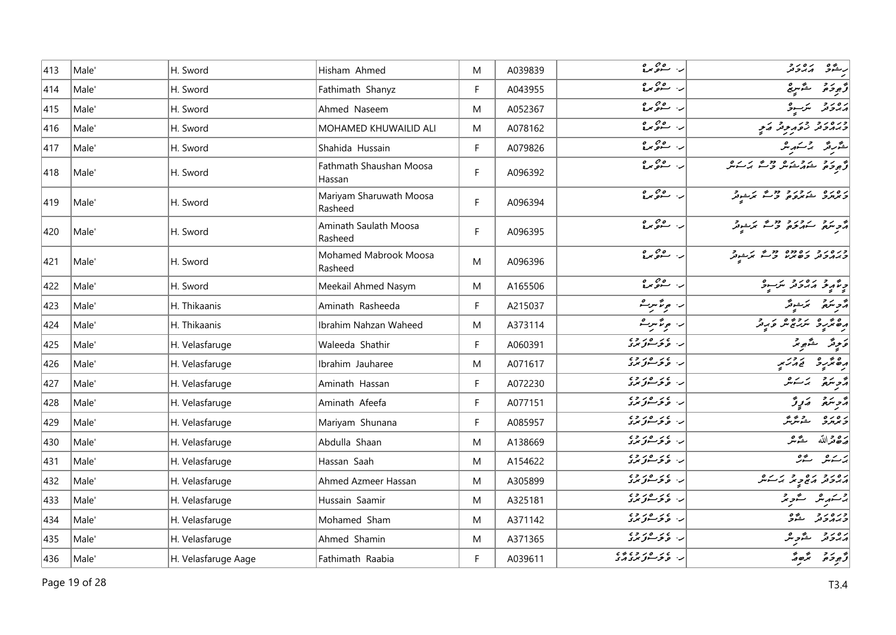| 413 | Male' | H. Sword | Hisham Ahmed | M | A039839 | ހ. ސޯޑް | ހިޝާމް އަޙްމަދު |
|---|---|---|---|---|---|---|---|
| 414 | Male' | H. Sword | Fathimath Shanyz | F | A043955 | ހ. ސޯޑް | ފާތިމަތު ޝާނީޒް |
| 415 | Male' | H. Sword | Ahmed Naseem | M | A052367 | ހ. ސޯޑް | އަޙްމަދު ނަސީމް |
| 416 | Male' | H. Sword | MOHAMED KHUWAILID ALI | M | A078162 | ހ. ސޯޑް | މުޙައްމަދު ހުވައިލިދު އަލީ |
| 417 | Male' | H. Sword | Shahida Hussain | F | A079826 | ހ. ސޯޑް | ޝާހިދާ ހުސައިން |
| 418 | Male' | H. Sword | Fathmath Shaushan Moosa Hassan | F | A096392 | ހ. ސޯޑް | ފާތިމަތު ޝައުޝަން މޫސާ ހަސަން |
| 419 | Male' | H. Sword | Mariyam Sharuwath Moosa Rasheed | F | A096394 | ހ. ސޯޑް | މަރިޔަމް ޝަރުވަތު މޫސާ ރަޝީދު |
| 420 | Male' | H. Sword | Aminath Saulath Moosa Rasheed | F | A096395 | ހ. ސޯޑް | އާމިނަތު ސައުލަތު މޫސާ ރަޝީދު |
| 421 | Male' | H. Sword | Mohamed Mabrook Moosa Rasheed | M | A096396 | ހ. ސޯޑް | މުޙައްމަދު މަބްރޫކް މޫސާ ރަޝީދު |
| 422 | Male' | H. Sword | Meekail Ahmed Nasym | M | A165506 | ހ. ސޯޑް | މީކާއިލް އަޙްމަދު ނަސީމް |
| 423 | Male' | H. Thikaanis | Aminath Rasheeda | F | A215037 | ހ. ތިކާނިސް | އާމިނަތު ރަޝީދާ |
| 424 | Male' | H. Thikaanis | Ibrahim Nahzan Waheed | M | A373114 | ހ. ތިކާނިސް | އިބްރާހީމް ނަޙްޒާން ވަޙީދު |
| 425 | Male' | H. Velasfaruge | Waleeda Shathir | F | A060391 | ހ. ވެލަސްފަރުގެ | ވަލީދާ ޝާތިރު |
| 426 | Male' | H. Velasfaruge | Ibrahim Jauharee | M | A071617 | ހ. ވެލަސްފަރުގެ | އިބްރާހީމް ޖައުހަރީ |
| 427 | Male' | H. Velasfaruge | Aminath Hassan | F | A072230 | ހ. ވެލަސްފަރުގެ | އާމިނަތު ހަސަން |
| 428 | Male' | H. Velasfaruge | Aminath Afeefa | F | A077151 | ހ. ވެލަސްފަރުގެ | އާމިނަތު އަފީފާ |
| 429 | Male' | H. Velasfaruge | Mariyam Shunana | F | A085957 | ހ. ވެލަސްފަރުގެ | މަރިޔަމް ޝުނާނާ |
| 430 | Male' | H. Velasfaruge | Abdulla Shaan | M | A138669 | ހ. ވެލަސްފަރުގެ | އަބްދުﷲ ޝާން |
| 431 | Male' | H. Velasfaruge | Hassan Saah | M | A154622 | ހ. ވެލަސްފަރުގެ | ހަސަން ސާހް |
| 432 | Male' | H. Velasfaruge | Ahmed Azmeer Hassan | M | A305899 | ހ. ވެލަސްފަރުގެ | އަޙްމަދު އަޒްމީރު ހަސަން |
| 433 | Male' | H. Velasfaruge | Hussain Saamir | M | A325181 | ހ. ވެލަސްފަރުގެ | ހުސައިން ސާމިރު |
| 434 | Male' | H. Velasfaruge | Mohamed Sham | M | A371142 | ހ. ވެލަސްފަރުގެ | މުޙައްމަދު ޝާމް |
| 435 | Male' | H. Velasfaruge | Ahmed Shamin | M | A371365 | ހ. ވެލަސްފަރުގެ | އަޙްމަދު ޝާމިން |
| 436 | Male' | H. Velasfaruge Aage | Fathimath Raabia | F | A039611 | ހ. ވެލަސްފަރުގެއާގެ | ފާތިމަތު ރާބިޔާ |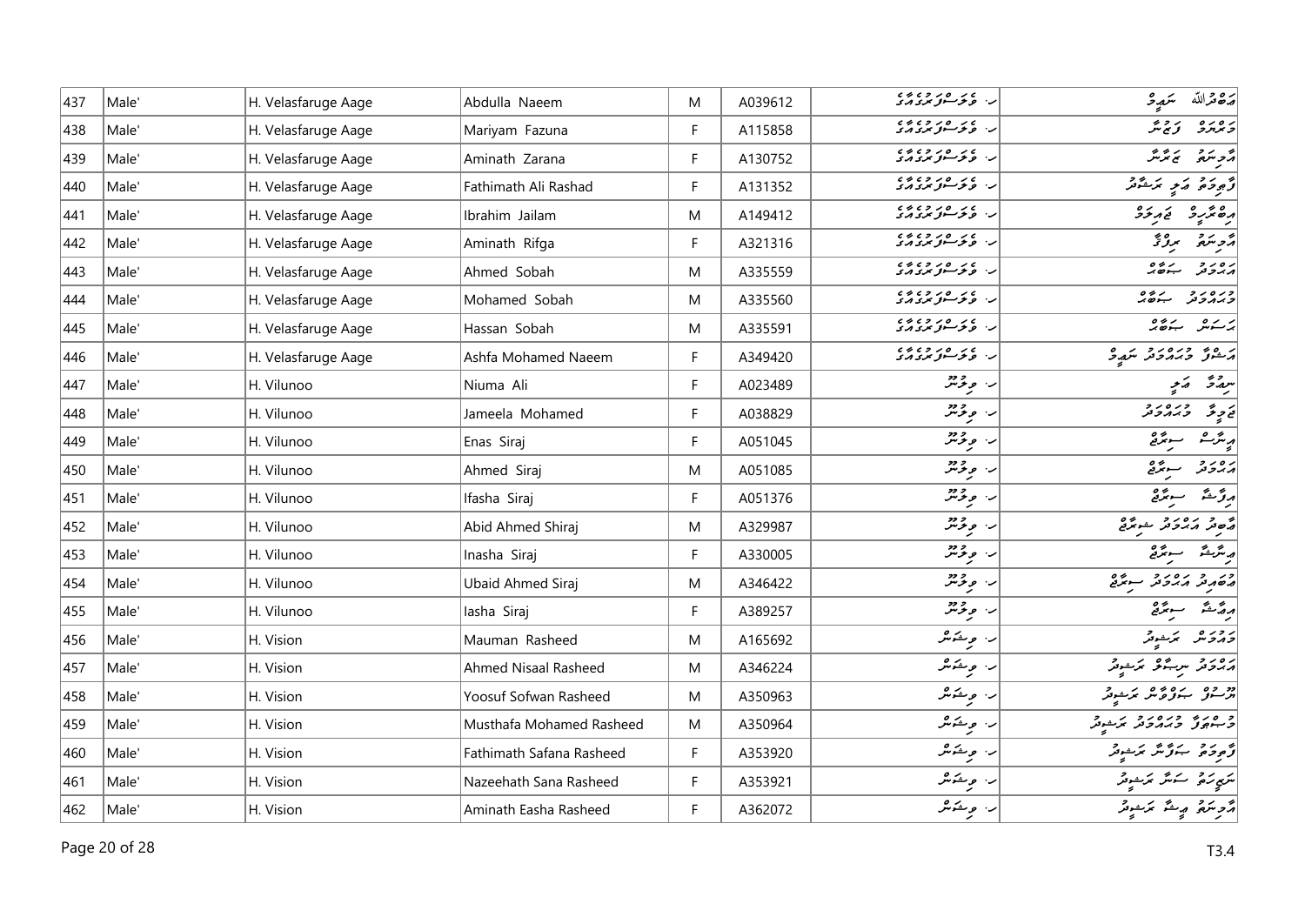| 437 | Male' | H. Velasfaruge Aage | Abdulla Naeem | M | A039612 | ހ. ވެލަސްފަރުގެއާގެ | އަބްދުﷲ ނައީމް |
|---|---|---|---|---|---|---|---|
| 438 | Male' | H. Velasfaruge Aage | Mariyam Fazuna | F | A115858 | ހ. ވެލަސްފަރުގެއާގެ | މަރިޔަމް ފަޒުނާ |
| 439 | Male' | H. Velasfaruge Aage | Aminath Zarana | F | A130752 | ހ. ވެލަސްފަރުގެއާގެ | އާމިނަތު ޒަރާނާ |
| 440 | Male' | H. Velasfaruge Aage | Fathimath Ali Rashad | F | A131352 | ހ. ވެލަސްފަރުގެއާގެ | ފާތިމަތު އަލީ ރަޝާދު |
| 441 | Male' | H. Velasfaruge Aage | Ibrahim Jailam | M | A149412 | ހ. ވެލަސްފަރުގެއާގެ | އިބްރާހީމް ޖައިލަމް |
| 442 | Male' | H. Velasfaruge Aage | Aminath Rifga | F | A321316 | ހ. ވެލަސްފަރުގެއާގެ | އާމިނަތު ރިފްގާ |
| 443 | Male' | H. Velasfaruge Aage | Ahmed Sobah | M | A335559 | ހ. ވެލަސްފަރުގެއާގެ | އަހްމަދު ސަބާހް |
| 444 | Male' | H. Velasfaruge Aage | Mohamed Sobah | M | A335560 | ހ. ވެލަސްފަރުގެއާގެ | މުހައްމަދު ސަބާހް |
| 445 | Male' | H. Velasfaruge Aage | Hassan Sobah | M | A335591 | ހ. ވެލަސްފަރުގެއާގެ | ހަސަން ސަބާހް |
| 446 | Male' | H. Velasfaruge Aage | Ashfa Mohamed Naeem | F | A349420 | ހ. ވެލަސްފަރުގެއާގެ | އަޝްފާ މުހައްމަދު ނައީމް |
| 447 | Male' | H. Vilunoo | Niuma Ali | F | A023489 | ހ. ވިލުނޫ | ނިއުމާ އަލީ |
| 448 | Male' | H. Vilunoo | Jameela Mohamed | F | A038829 | ހ. ވިލުނޫ | ޖަމީލާ މުހައްމަދު |
| 449 | Male' | H. Vilunoo | Enas Siraj | F | A051045 | ހ. ވިލުނޫ | އީނާސް ސިރާޖު |
| 450 | Male' | H. Vilunoo | Ahmed Siraj | M | A051085 | ހ. ވިލުނޫ | އަހްމަދު ސިރާޖު |
| 451 | Male' | H. Vilunoo | Ifasha Siraj | F | A051376 | ހ. ވިލުނޫ | އިފާޝާ ސިރާޖު |
| 452 | Male' | H. Vilunoo | Abid Ahmed Shiraj | M | A329987 | ހ. ވިލުނޫ | އާބިދު އަހްމަދު ޝިރާޖު |
| 453 | Male' | H. Vilunoo | Inasha Siraj | F | A330005 | ހ. ވިލުނޫ | އިނާޝާ ސިރާޖު |
| 454 | Male' | H. Vilunoo | Ubaid Ahmed Siraj | M | A346422 | ހ. ވިލުނޫ | އުބައިދު އަހްމަދު ސިރާޖު |
| 455 | Male' | H. Vilunoo | Iasha Siraj | F | A389257 | ހ. ވިލުނޫ | އިއާޝާ ސިރާޖު |
| 456 | Male' | H. Vision | Mauman Rasheed | M | A165692 | ހ. ވިޝަން | މައުމަން ރަޝީދު |
| 457 | Male' | H. Vision | Ahmed Nisaal Rasheed | M | A346224 | ހ. ވިޝަން | އަހްމަދު ނިސާލް ރަޝީދު |
| 458 | Male' | H. Vision | Yoosuf Sofwan Rasheed | M | A350963 | ހ. ވިޝަން | ޔޫސުފް ސަފްވާން ރަޝީދު |
| 459 | Male' | H. Vision | Musthafa Mohamed Rasheed | M | A350964 | ހ. ވިޝަން | މުސްތަފާ މުހައްމަދު ރަޝީދު |
| 460 | Male' | H. Vision | Fathimath Safana Rasheed | F | A353920 | ހ. ވިޝަން | ފާތިމަތު ސަފާނާ ރަޝީދު |
| 461 | Male' | H. Vision | Nazeehath Sana Rasheed | F | A353921 | ހ. ވިޝަން | ނަޒީހަތު ސަނާ ރަޝީދު |
| 462 | Male' | H. Vision | Aminath Easha Rasheed | F | A362072 | ހ. ވިޝަން | އާމިނަތު އީޝާ ރަޝީދު |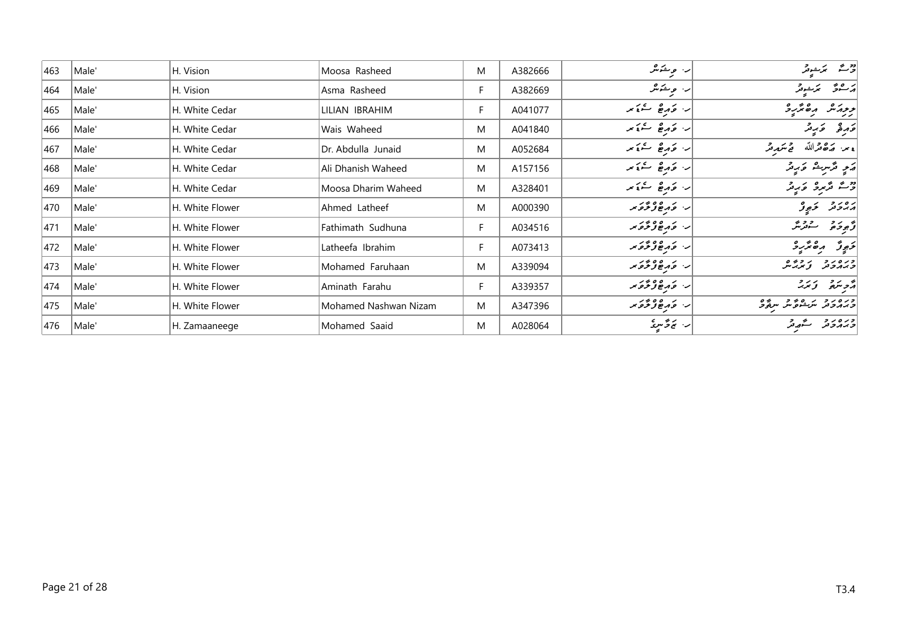| 463 | Male' | H. Vision | Moosa Rasheed | M | A382666 | ہ. ویژަން | މޫސާ ރަޝީދު |
|---|---|---|---|---|---|---|---|
| 464 | Male' | H. Vision | Asma Rasheed | F | A382669 | ހ. ވިޝަން | އަސްމާ ރަޝީދު |
| 465 | Male' | H. White Cedar | LILIAN IBRAHIM | F | A041077 | ހ. ވައިޓް ސީޑަރ | ލިލިއަން އިބްރާހީމް |
| 466 | Male' | H. White Cedar | Wais Waheed | M | A041840 | ހ. ވައިޓް ސީޑަރ | ވައިސް ވަހީދު |
| 467 | Male' | H. White Cedar | Dr. Abdulla Junaid | M | A052684 | ހ. ވައިޓް ސީޑަރ | ޑރ. އަބްދުﷲ ޖުނައިދު |
| 468 | Male' | H. White Cedar | Ali Dhanish Waheed | M | A157156 | ހ. ވައިޓް ސީޑަރ | އަލި ދާނިޝް ވަހީދު |
| 469 | Male' | H. White Cedar | Moosa Dharim Waheed | M | A328401 | ހ. ވައިޓް ސީޑަރ | މޫސާ ދާރިމް ވަހީދު |
| 470 | Male' | H. White Flower | Ahmed Latheef | M | A000390 | ހ. ވައިޓްފްލަވަރ | އަޙްމަދު ލަޠީފު |
| 471 | Male' | H. White Flower | Fathimath Sudhuna | F | A034516 | ހ. ވައިޓްފްލަވަރ | ފާތިމަތު ސުދޫނާ |
| 472 | Male' | H. White Flower | Latheefa Ibrahim | F | A073413 | ހ. ވައިޓްފްލަވަރ | ލަޠީފާ އިބްރާހީމް |
| 473 | Male' | H. White Flower | Mohamed Faruhaan | M | A339094 | ހ. ވައިޓްފްލަވަރ | މުޙައްމަދު ފަރުހާން |
| 474 | Male' | H. White Flower | Aminath Farahu | F | A339357 | ހ. ވައިޓްފްލަވަރ | އާމިނަތު ފަރަހު |
| 475 | Male' | H. White Flower | Mohamed Nashwan Nizam | M | A347396 | ހ. ވައިޓްފްލަވަރ | މުޙައްމަދު ނަޝްވާން ނިޒާމް |
| 476 | Male' | H. Zamaaneege | Mohamed Saaid | M | A028064 | ހ. ޒަމާނީގެ | މުޙައްމަދު ސާއިދު |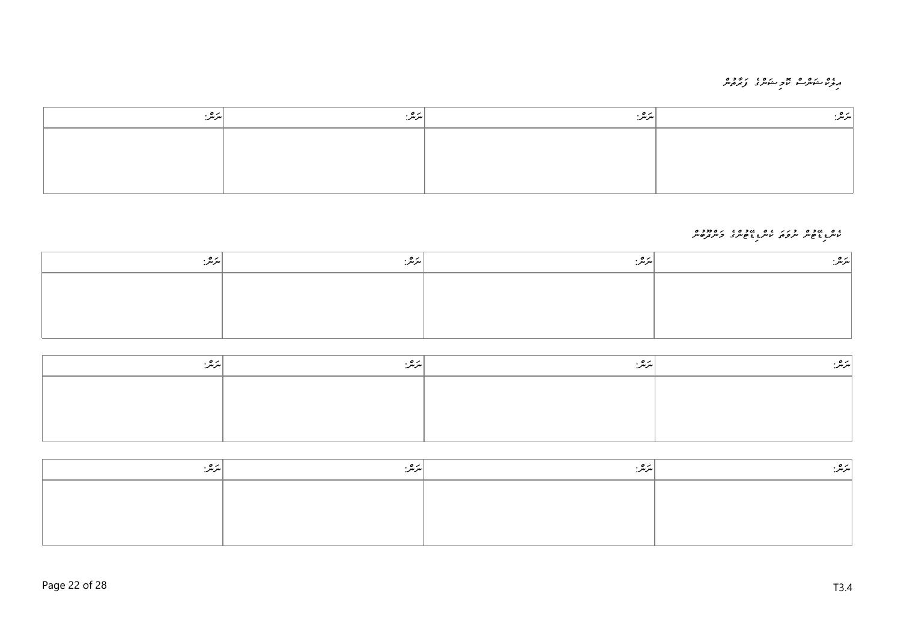# ޢިލްމީ ޝަހާދަތް ކާމިޔާބުވި ދާއިރާ

| ނަން: | ނަން: | ނަން: | ނަން: |
|---|---|---|---|
| | | | |

# ކުންފުނީގެ ނުވަތަ ކުންފުނީގެ މުއައްސަސާ

| ނަން: | ނަން: | ނަން: | ނަން: |
|---|---|---|---|
| | | | |

| ނަން: | ނަން: | ނަން: | ނަން: |
|---|---|---|---|
| | | | |

| ނަން: | ނަން: | ނަން: | ނަން: |
|---|---|---|---|
| | | | |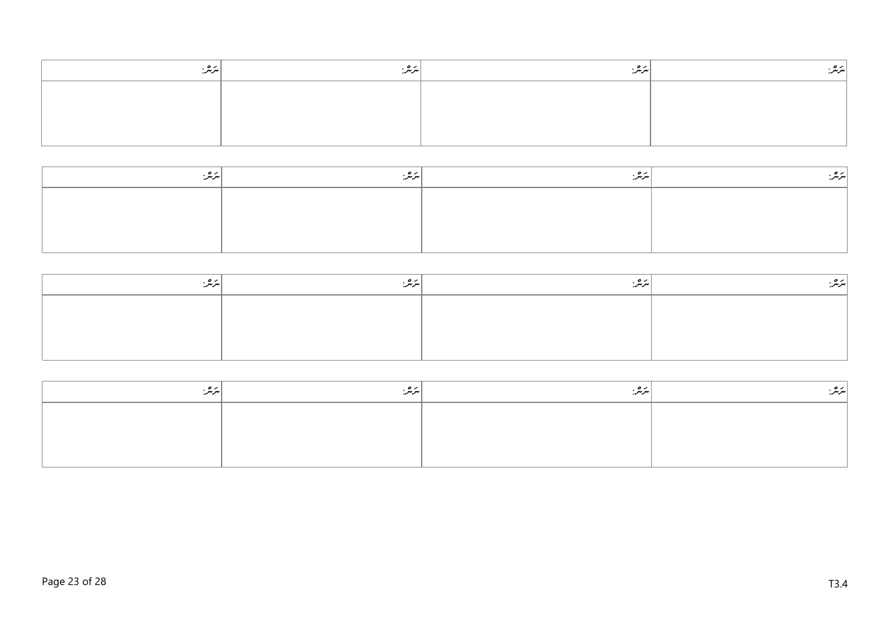| ނަންބަރު: | ނަންބަރު: | ނަންބަރު: | ނަންބަރު: |
|---|---|---|---|
| | | | |

| ނަންބަރު: | ނަންބަރު: | ނަންބަރު: | ނަންބަރު: |
|---|---|---|---|
| | | | |

| ނަންބަރު: | ނަންބަރު: | ނަންބަރު: | ނަންބަރު: |
|---|---|---|---|
| | | | |

| ނަންބަރު: | ނަންބަރު: | ނަންބަރު: | ނަންބަރު: |
|---|---|---|---|
| | | | |

T3.4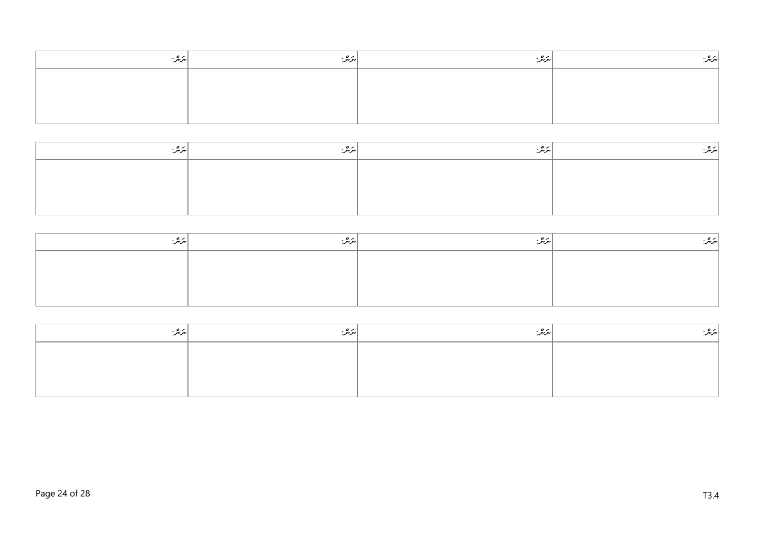| ނަރުދ: | ނަރުދ: | ނަރުދ: | ނަރުދ: |
| --- | --- | --- | --- |
| | | | |

| ނަރުދ: | ނަރުދ: | ނަރުދ: | ނަރުދ: |
| --- | --- | --- | --- |
| | | | |

| ނަރުދ: | ނަރުދ: | ނަރުދ: | ނަރުދ: |
| --- | --- | --- | --- |
| | | | |

| ނަރުދ: | ނަރުދ: | ނަރުދ: | ނަރުދ: |
| --- | --- | --- | --- |
| | | | |

T3.4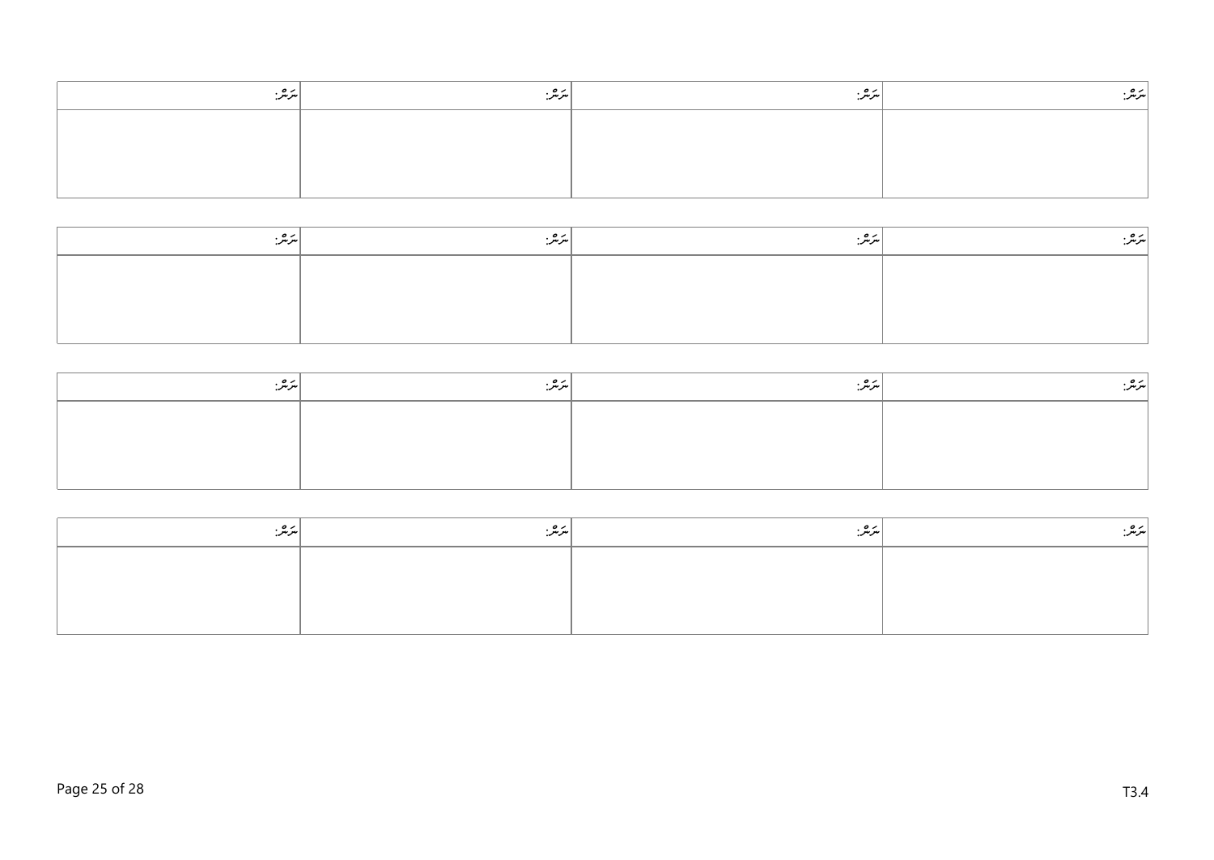| ނަރުދ: | ނަރުދ: | ނަރުދ: | ނަރުދ: |
| --- | --- | --- | --- |
| | | | |

| ނަރުދ: | ނަރުދ: | ނަރުދ: | ނަރުދ: |
| --- | --- | --- | --- |
| | | | |

| ނަރުދ: | ނަރުދ: | ނަރުދ: | ނަރުދ: |
| --- | --- | --- | --- |
| | | | |

| ނަރުދ: | ނަރުދ: | ނަރުދ: | ނަރުދ: |
| --- | --- | --- | --- |
| | | | |

T3.4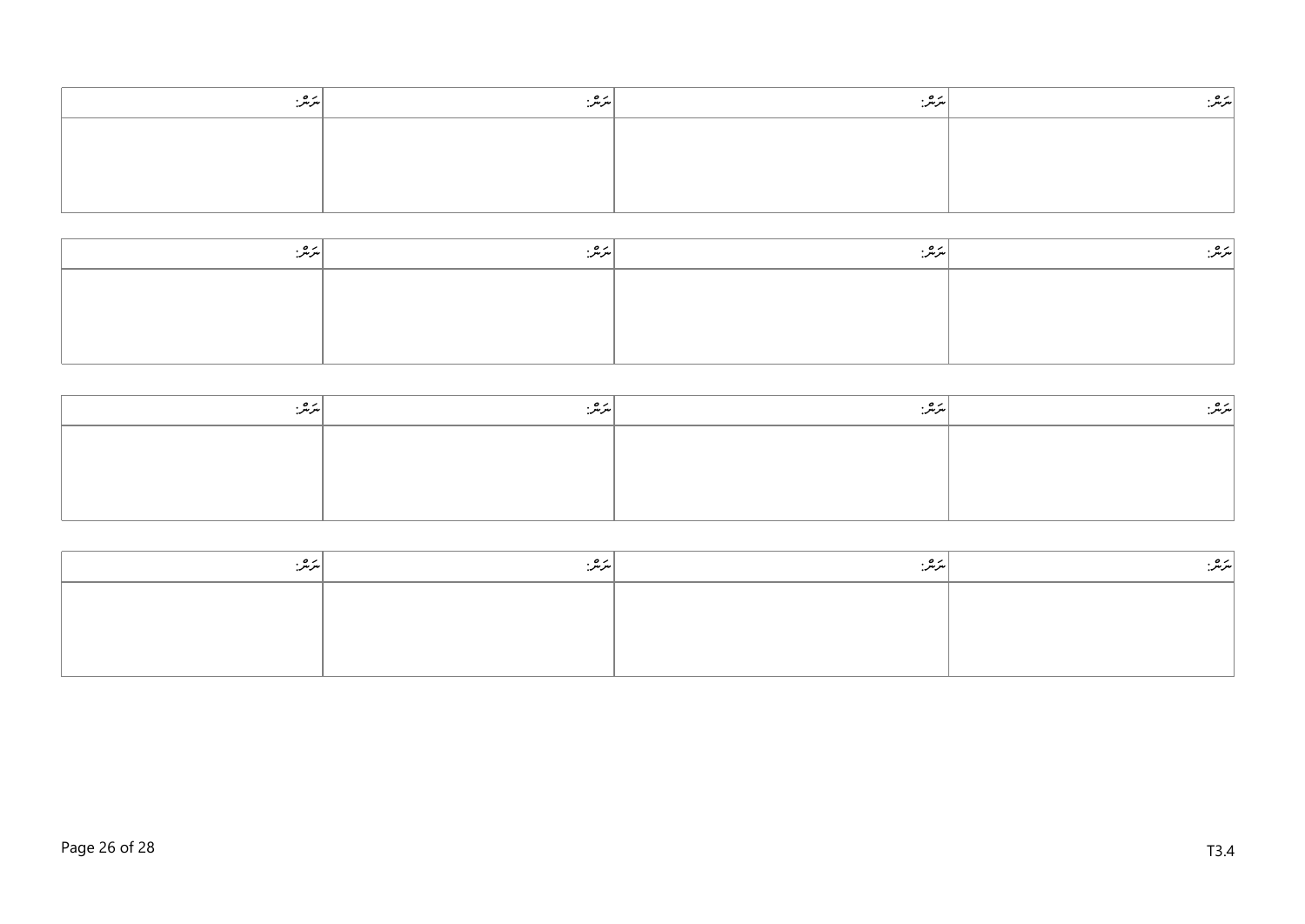| ނަރަދ: | ނަރަދ: | ނަރަދ: | ނަރަދ: |
| --- | --- | --- | --- |
| | | | |

| ނަރަދ: | ނަރަދ: | ނަރަދ: | ނަރަދ: |
| --- | --- | --- | --- |
| | | | |

| ނަރަދ: | ނަރަދ: | ނަރަދ: | ނަރަދ: |
| --- | --- | --- | --- |
| | | | |

| ނަރަދ: | ނަރަދ: | ނަރަދ: | ނަރަދ: |
| --- | --- | --- | --- |
| | | | |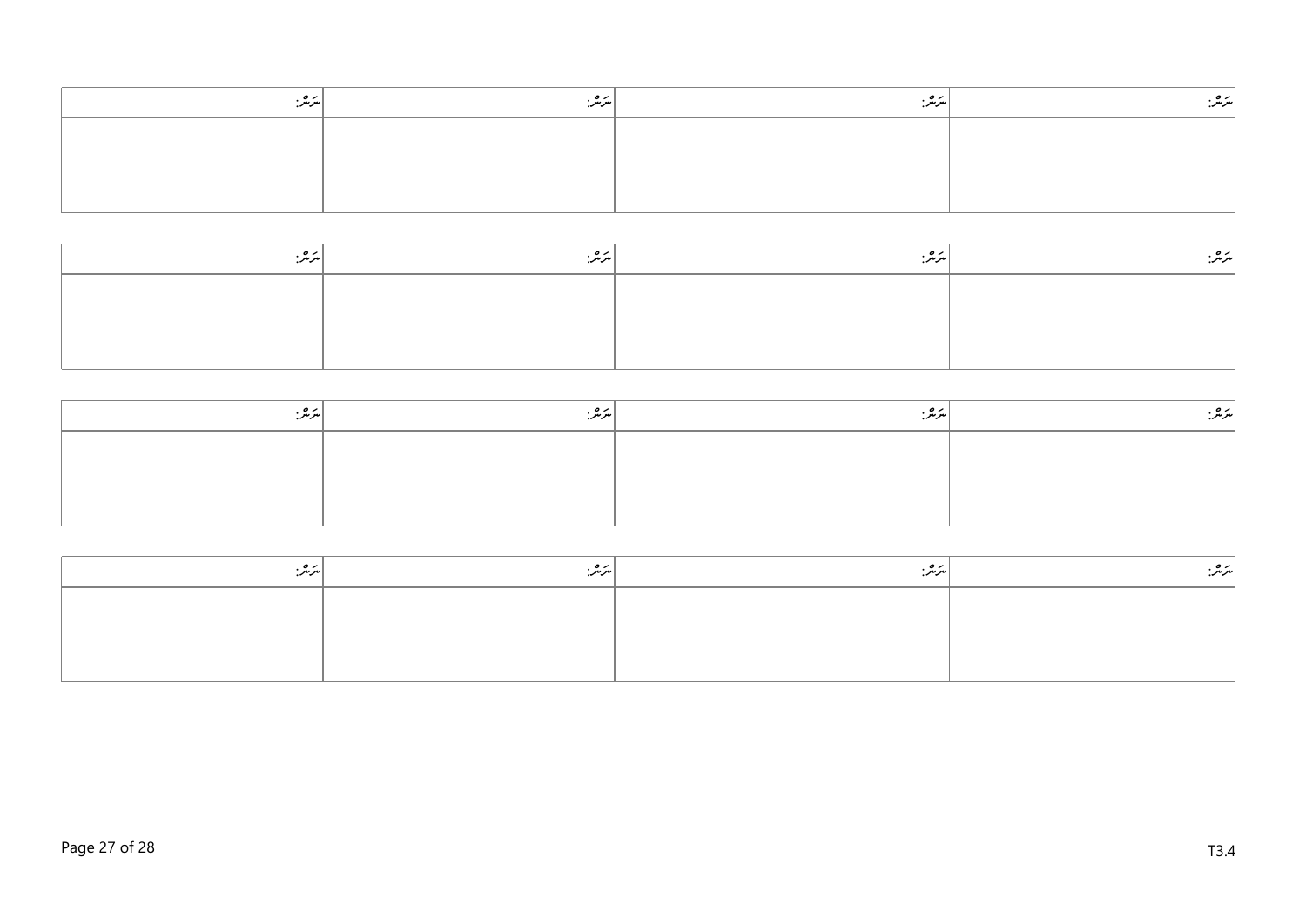| ނަަންބަރު: | ނަަންބަރު: | ނަަންބަރު: | ނަަންބަރު: |
| --- | --- | --- | --- |
| | | | |

| ނަަންބަރު: | ނަަންބަރު: | ނަަންބަރު: | ނަަންބަރު: |
| --- | --- | --- | --- |
| | | | |

| ނަަންބަރު: | ނަަންބަރު: | ނަަންބަރު: | ނަަންބަރު: |
| --- | --- | --- | --- |
| | | | |

| ނަަންބަރު: | ނަަންބަރު: | ނަަންބަރު: | ނަަންބަރު: |
| --- | --- | --- | --- |
| | | | |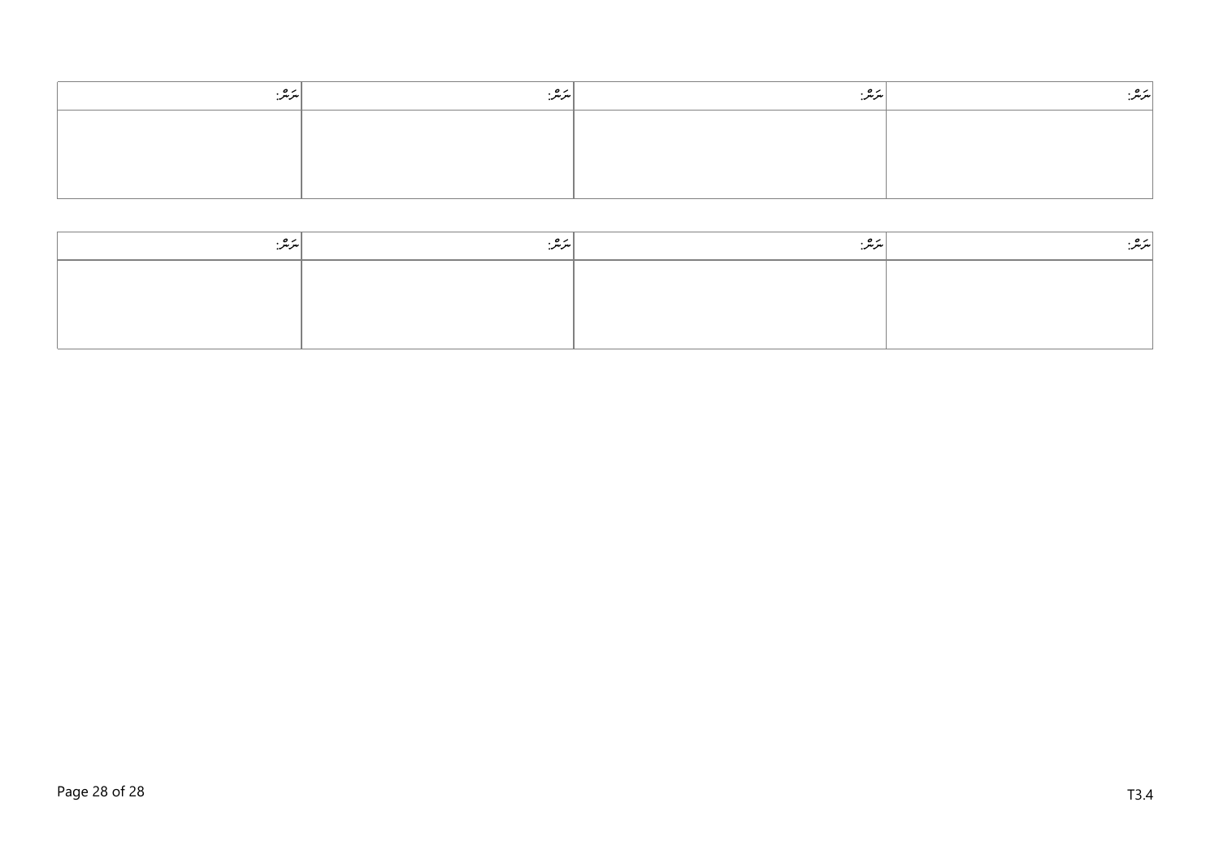| ނަންބަރު: | ނަންބަރު: | ނަންބަރު: | ނަންބަރު: |
|---|---|---|---|
| | | | |

| ނަންބަރު: | ނަންބަރު: | ނަންބަރު: | ނަންބަރު: |
|---|---|---|---|
| | | | |

T3.4